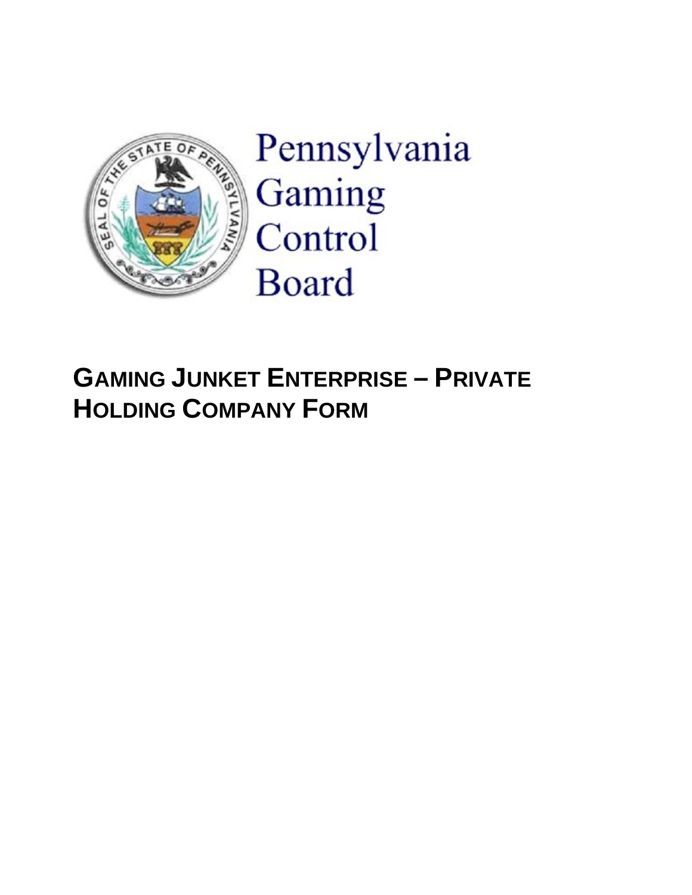Pennsylvania Gaming Control Board

# GAMING JUNKET ENTERPRISE – PRIVATE HOLDING COMPANY FORM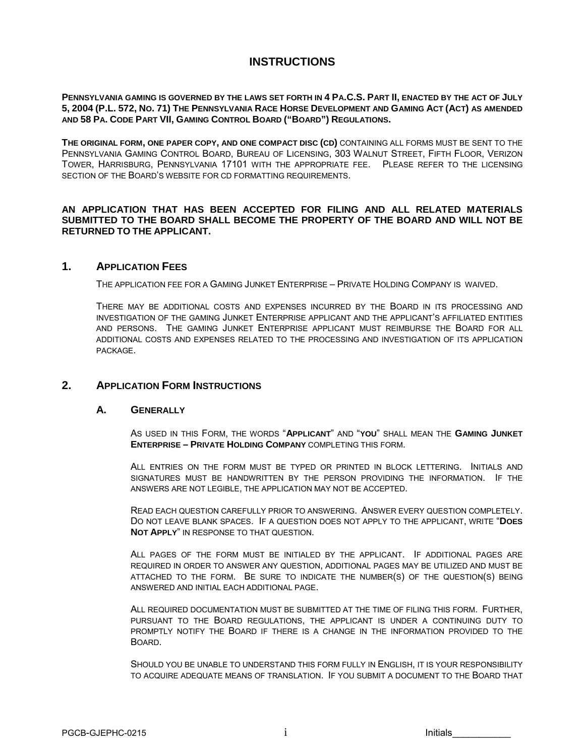# INSTRUCTIONS

**PENNSYLVANIA GAMING IS GOVERNED BY THE LAWS SET FORTH IN 4 PA.C.S. PART II, ENACTED BY THE ACT OF JULY 5, 2004 (P.L. 572, NO. 71) THE PENNSYLVANIA RACE HORSE DEVELOPMENT AND GAMING ACT (ACT) AS AMENDED AND 58 PA. CODE PART VII, GAMING CONTROL BOARD ("BOARD") REGULATIONS.**

**THE ORIGINAL FORM, ONE PAPER COPY, AND ONE COMPACT DISC (CD)** CONTAINING ALL FORMS MUST BE SENT TO THE PENNSYLVANIA GAMING CONTROL BOARD, BUREAU OF LICENSING, 303 WALNUT STREET, FIFTH FLOOR, VERIZON TOWER, HARRISBURG, PENNSYLVANIA 17101 WITH THE APPROPRIATE FEE. PLEASE REFER TO THE LICENSING SECTION OF THE BOARD'S WEBSITE FOR CD FORMATTING REQUIREMENTS.

**AN APPLICATION THAT HAS BEEN ACCEPTED FOR FILING AND ALL RELATED MATERIALS SUBMITTED TO THE BOARD SHALL BECOME THE PROPERTY OF THE BOARD AND WILL NOT BE RETURNED TO THE APPLICANT.**

## 1. APPLICATION FEES

THE APPLICATION FEE FOR A GAMING JUNKET ENTERPRISE – PRIVATE HOLDING COMPANY IS WAIVED.

THERE MAY BE ADDITIONAL COSTS AND EXPENSES INCURRED BY THE BOARD IN ITS PROCESSING AND INVESTIGATION OF THE GAMING JUNKET ENTERPRISE APPLICANT AND THE APPLICANT'S AFFILIATED ENTITIES AND PERSONS. THE GAMING JUNKET ENTERPRISE APPLICANT MUST REIMBURSE THE BOARD FOR ALL ADDITIONAL COSTS AND EXPENSES RELATED TO THE PROCESSING AND INVESTIGATION OF ITS APPLICATION PACKAGE.

## 2. APPLICATION FORM INSTRUCTIONS

### A. GENERALLY

AS USED IN THIS FORM, THE WORDS "**APPLICANT**" AND "**YOU**" SHALL MEAN THE **GAMING JUNKET ENTERPRISE – PRIVATE HOLDING COMPANY** COMPLETING THIS FORM.

ALL ENTRIES ON THE FORM MUST BE TYPED OR PRINTED IN BLOCK LETTERING. INITIALS AND SIGNATURES MUST BE HANDWRITTEN BY THE PERSON PROVIDING THE INFORMATION. IF THE ANSWERS ARE NOT LEGIBLE, THE APPLICATION MAY NOT BE ACCEPTED.

READ EACH QUESTION CAREFULLY PRIOR TO ANSWERING. ANSWER EVERY QUESTION COMPLETELY. DO NOT LEAVE BLANK SPACES. IF A QUESTION DOES NOT APPLY TO THE APPLICANT, WRITE "**DOES NOT APPLY**" IN RESPONSE TO THAT QUESTION.

ALL PAGES OF THE FORM MUST BE INITIALED BY THE APPLICANT. IF ADDITIONAL PAGES ARE REQUIRED IN ORDER TO ANSWER ANY QUESTION, ADDITIONAL PAGES MAY BE UTILIZED AND MUST BE ATTACHED TO THE FORM. BE SURE TO INDICATE THE NUMBER(S) OF THE QUESTION(S) BEING ANSWERED AND INITIAL EACH ADDITIONAL PAGE.

ALL REQUIRED DOCUMENTATION MUST BE SUBMITTED AT THE TIME OF FILING THIS FORM. FURTHER, PURSUANT TO THE BOARD REGULATIONS, THE APPLICANT IS UNDER A CONTINUING DUTY TO PROMPTLY NOTIFY THE BOARD IF THERE IS A CHANGE IN THE INFORMATION PROVIDED TO THE BOARD.

SHOULD YOU BE UNABLE TO UNDERSTAND THIS FORM FULLY IN ENGLISH, IT IS YOUR RESPONSIBILITY TO ACQUIRE ADEQUATE MEANS OF TRANSLATION. IF YOU SUBMIT A DOCUMENT TO THE BOARD THAT

Initials___________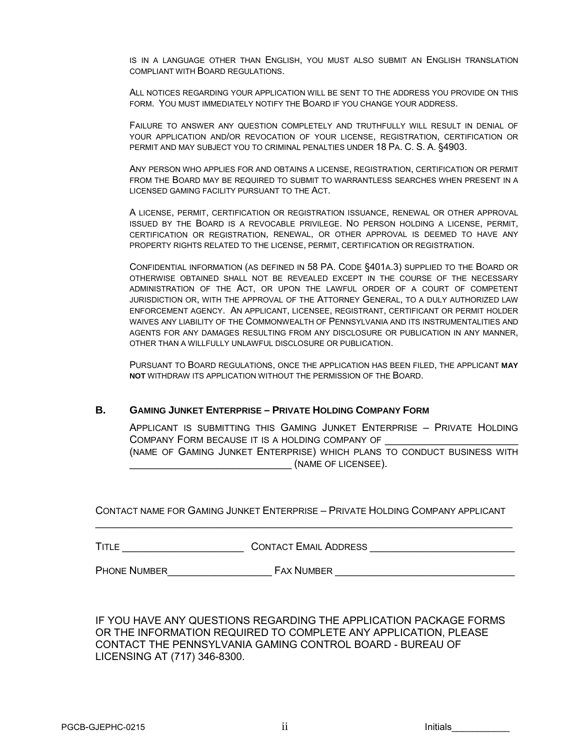IS IN A LANGUAGE OTHER THAN ENGLISH, YOU MUST ALSO SUBMIT AN ENGLISH TRANSLATION COMPLIANT WITH BOARD REGULATIONS.

ALL NOTICES REGARDING YOUR APPLICATION WILL BE SENT TO THE ADDRESS YOU PROVIDE ON THIS FORM. YOU MUST IMMEDIATELY NOTIFY THE BOARD IF YOU CHANGE YOUR ADDRESS.

FAILURE TO ANSWER ANY QUESTION COMPLETELY AND TRUTHFULLY WILL RESULT IN DENIAL OF YOUR APPLICATION AND/OR REVOCATION OF YOUR LICENSE, REGISTRATION, CERTIFICATION OR PERMIT AND MAY SUBJECT YOU TO CRIMINAL PENALTIES UNDER 18 PA. C. S. A. §4903.

ANY PERSON WHO APPLIES FOR AND OBTAINS A LICENSE, REGISTRATION, CERTIFICATION OR PERMIT FROM THE BOARD MAY BE REQUIRED TO SUBMIT TO WARRANTLESS SEARCHES WHEN PRESENT IN A LICENSED GAMING FACILITY PURSUANT TO THE ACT.

A LICENSE, PERMIT, CERTIFICATION OR REGISTRATION ISSUANCE, RENEWAL OR OTHER APPROVAL ISSUED BY THE BOARD IS A REVOCABLE PRIVILEGE. NO PERSON HOLDING A LICENSE, PERMIT, CERTIFICATION OR REGISTRATION, RENEWAL, OR OTHER APPROVAL IS DEEMED TO HAVE ANY PROPERTY RIGHTS RELATED TO THE LICENSE, PERMIT, CERTIFICATION OR REGISTRATION.

CONFIDENTIAL INFORMATION (AS DEFINED IN 58 PA. CODE §401A.3) SUPPLIED TO THE BOARD OR OTHERWISE OBTAINED SHALL NOT BE REVEALED EXCEPT IN THE COURSE OF THE NECESSARY ADMINISTRATION OF THE ACT, OR UPON THE LAWFUL ORDER OF A COURT OF COMPETENT JURISDICTION OR, WITH THE APPROVAL OF THE ATTORNEY GENERAL, TO A DULY AUTHORIZED LAW ENFORCEMENT AGENCY. AN APPLICANT, LICENSEE, REGISTRANT, CERTIFICANT OR PERMIT HOLDER WAIVES ANY LIABILITY OF THE COMMONWEALTH OF PENNSYLVANIA AND ITS INSTRUMENTALITIES AND AGENTS FOR ANY DAMAGES RESULTING FROM ANY DISCLOSURE OR PUBLICATION IN ANY MANNER, OTHER THAN A WILLFULLY UNLAWFUL DISCLOSURE OR PUBLICATION.

PURSUANT TO BOARD REGULATIONS, ONCE THE APPLICATION HAS BEEN FILED, THE APPLICANT **MAY NOT** WITHDRAW ITS APPLICATION WITHOUT THE PERMISSION OF THE BOARD.

## B. GAMING JUNKET ENTERPRISE – PRIVATE HOLDING COMPANY FORM

APPLICANT IS SUBMITTING THIS GAMING JUNKET ENTERPRISE – PRIVATE HOLDING COMPANY FORM BECAUSE IT IS A HOLDING COMPANY OF ______________________ (NAME OF GAMING JUNKET ENTERPRISE) WHICH PLANS TO CONDUCT BUSINESS WITH ____________________________ (NAME OF LICENSEE).

CONTACT NAME FOR GAMING JUNKET ENTERPRISE – PRIVATE HOLDING COMPANY APPLICANT
______________________________________________________________________

TITLE _____________________ CONTACT EMAIL ADDRESS _________________________

PHONE NUMBER__________________ FAX NUMBER _______________________________

IF YOU HAVE ANY QUESTIONS REGARDING THE APPLICATION PACKAGE FORMS OR THE INFORMATION REQUIRED TO COMPLETE ANY APPLICATION, PLEASE CONTACT THE PENNSYLVANIA GAMING CONTROL BOARD - BUREAU OF LICENSING AT (717) 346-8300.

Initials___________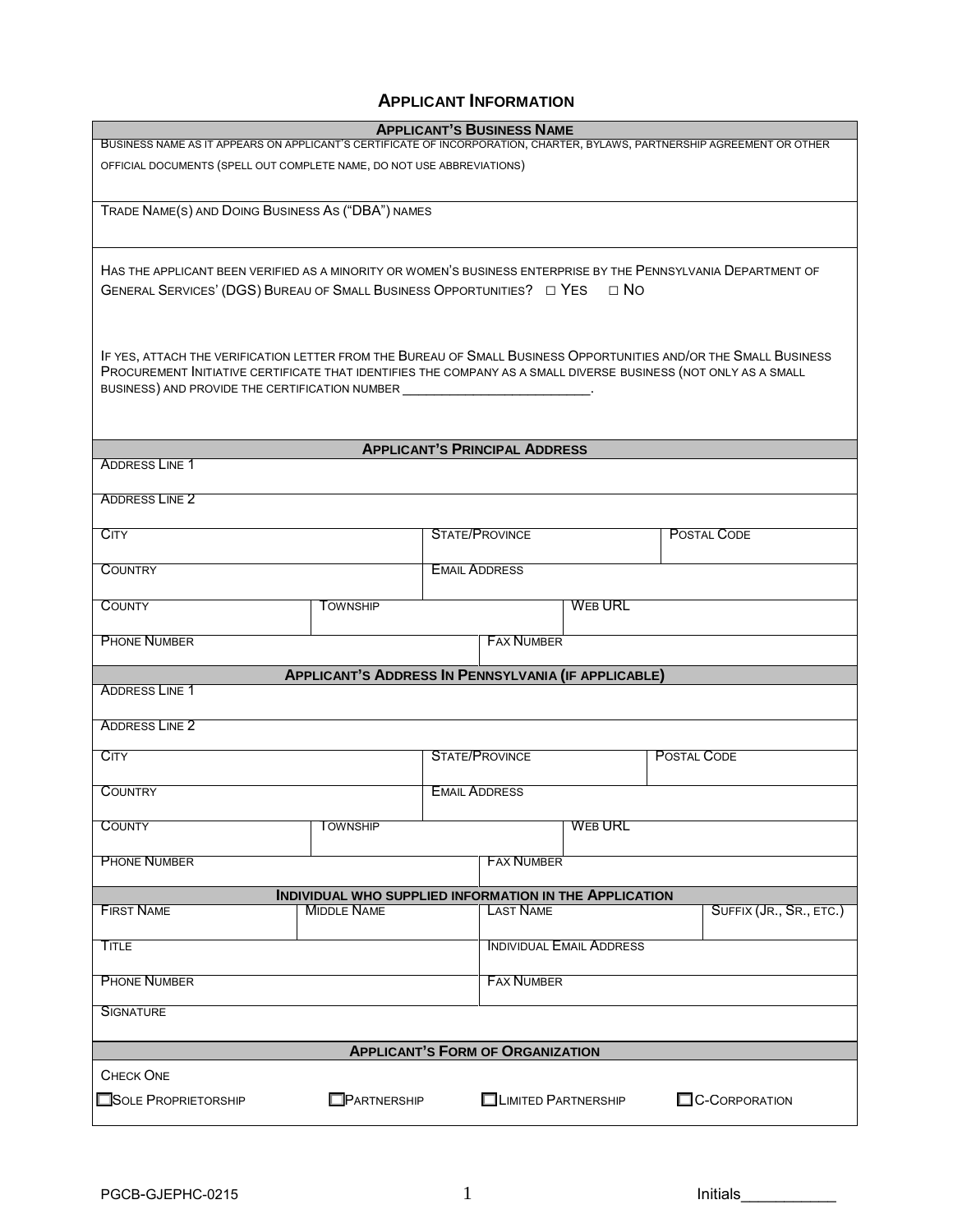## Applicant Information

**Applicant's Business Name**

Business name as it appears on applicant's certificate of incorporation, charter, bylaws, partnership agreement or other official documents (spell out complete name, do not use abbreviations)

Trade Name(s) and Doing Business As ("DBA") names

Has the applicant been verified as a minority or women's business enterprise by the Pennsylvania Department of General Services' (DGS) Bureau of Small Business Opportunities? □ Yes □ No

If yes, attach the verification letter from the Bureau of Small Business Opportunities and/or the Small Business Procurement Initiative certificate that identifies the company as a small diverse business (not only as a small business) and provide the certification number _________________________.

**Applicant's Principal Address**

| Address Line 1 | | | |
|---|---|---|---|
| Address Line 2 | | | |
| City | | State/Province | Postal Code |
| Country | | Email Address | |
| County | Township | Web URL | |
| Phone Number | | Fax Number | |

**Applicant's Address In Pennsylvania (if applicable)**

| Address Line 1 | | | |
|---|---|---|---|
| Address Line 2 | | | |
| City | | State/Province | Postal Code |
| Country | | Email Address | |
| County | Township | Web URL | |
| Phone Number | | Fax Number | |

**Individual who supplied information in the Application**

| First Name | Middle Name | Last Name | Suffix (Jr., Sr., etc.) |
|---|---|---|---|
| Title | | Individual Email Address | |
| Phone Number | | Fax Number | |
| Signature | | | |

**Applicant's Form of Organization**

Check One

☐ Sole Proprietorship ☐ Partnership ☐ Limited Partnership ☐ C-Corporation

PGCB-GJEPHC-0215

Initials___________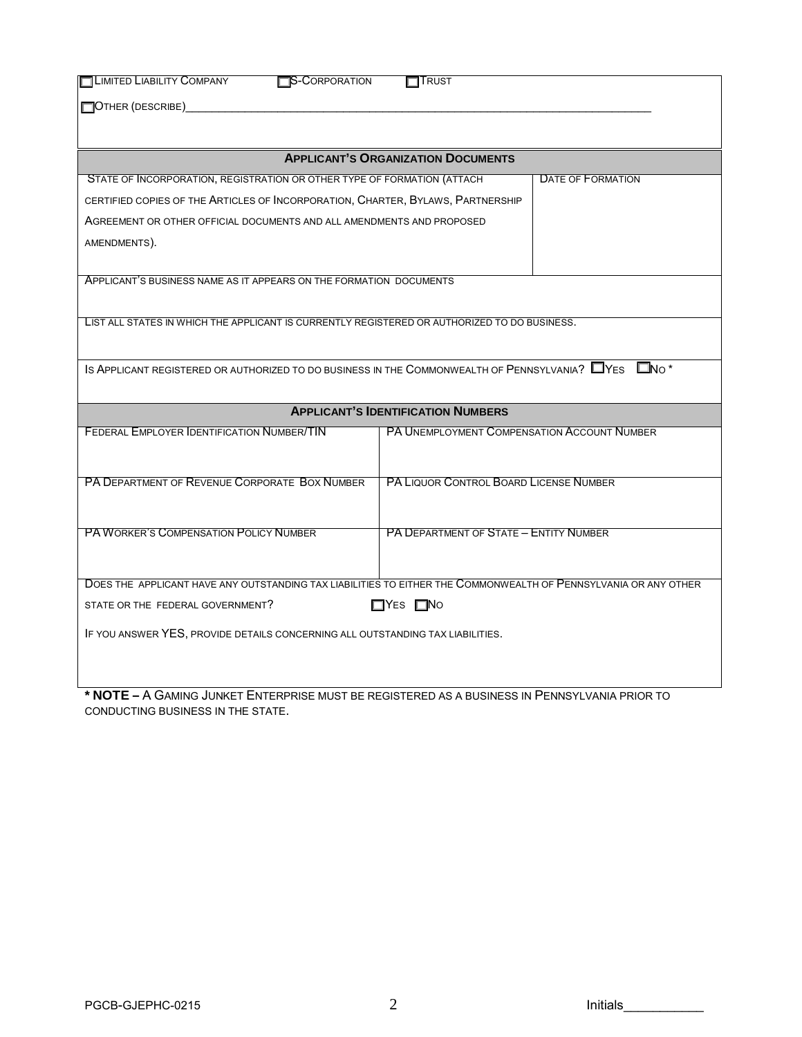☐ LIMITED LIABILITY COMPANY ☐ S-CORPORATION ☐ TRUST

☐ OTHER (DESCRIBE)________________________________________________________________________________

## APPLICANT'S ORGANIZATION DOCUMENTS

| STATE OF INCORPORATION, REGISTRATION OR OTHER TYPE OF FORMATION (ATTACH CERTIFIED COPIES OF THE ARTICLES OF INCORPORATION, CHARTER, BYLAWS, PARTNERSHIP AGREEMENT OR OTHER OFFICIAL DOCUMENTS AND ALL AMENDMENTS AND PROPOSED AMENDMENTS). | DATE OF FORMATION |
|---|---|
| | |

APPLICANT'S BUSINESS NAME AS IT APPEARS ON THE FORMATION DOCUMENTS

LIST ALL STATES IN WHICH THE APPLICANT IS CURRENTLY REGISTERED OR AUTHORIZED TO DO BUSINESS.

IS APPLICANT REGISTERED OR AUTHORIZED TO DO BUSINESS IN THE COMMONWEALTH OF PENNSYLVANIA? ☐ YES ☐ NO *

## APPLICANT'S IDENTIFICATION NUMBERS

| FEDERAL EMPLOYER IDENTIFICATION NUMBER/TIN | PA UNEMPLOYMENT COMPENSATION ACCOUNT NUMBER |
|---|---|
| PA DEPARTMENT OF REVENUE CORPORATE BOX NUMBER | PA LIQUOR CONTROL BOARD LICENSE NUMBER |
| PA WORKER'S COMPENSATION POLICY NUMBER | PA DEPARTMENT OF STATE – ENTITY NUMBER |

DOES THE APPLICANT HAVE ANY OUTSTANDING TAX LIABILITIES TO EITHER THE COMMONWEALTH OF PENNSYLVANIA OR ANY OTHER STATE OR THE FEDERAL GOVERNMENT? ☐ YES ☐ NO

IF YOU ANSWER YES, PROVIDE DETAILS CONCERNING ALL OUTSTANDING TAX LIABILITIES.

**\* NOTE –** A GAMING JUNKET ENTERPRISE MUST BE REGISTERED AS A BUSINESS IN PENNSYLVANIA PRIOR TO CONDUCTING BUSINESS IN THE STATE.

PGCB-GJEPHC-0215 Initials___________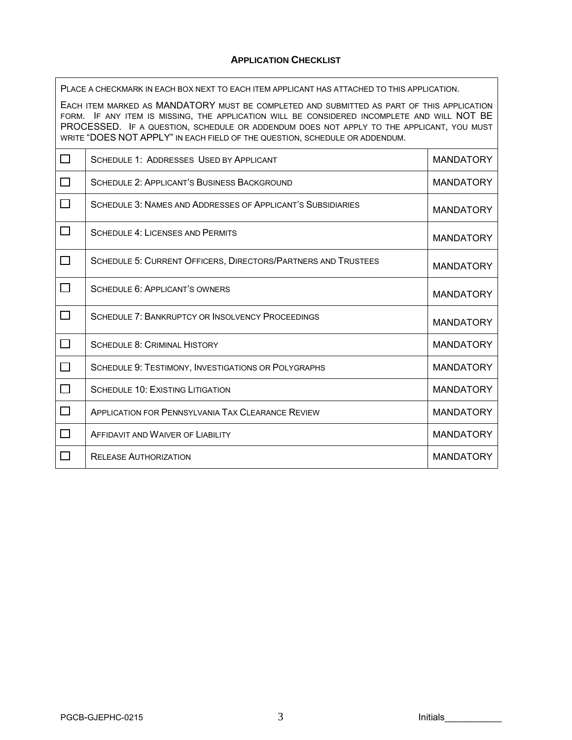# APPLICATION CHECKLIST

PLACE A CHECKMARK IN EACH BOX NEXT TO EACH ITEM APPLICANT HAS ATTACHED TO THIS APPLICATION.

EACH ITEM MARKED AS MANDATORY MUST BE COMPLETED AND SUBMITTED AS PART OF THIS APPLICATION FORM. IF ANY ITEM IS MISSING, THE APPLICATION WILL BE CONSIDERED INCOMPLETE AND WILL NOT BE PROCESSED. IF A QUESTION, SCHEDULE OR ADDENDUM DOES NOT APPLY TO THE APPLICANT, YOU MUST WRITE "DOES NOT APPLY" IN EACH FIELD OF THE QUESTION, SCHEDULE OR ADDENDUM.

| | | |
|---|---|---|
| ☐ | SCHEDULE 1: ADDRESSES USED BY APPLICANT | MANDATORY |
| ☐ | SCHEDULE 2: APPLICANT'S BUSINESS BACKGROUND | MANDATORY |
| ☐ | SCHEDULE 3: NAMES AND ADDRESSES OF APPLICANT'S SUBSIDIARIES | MANDATORY |
| ☐ | SCHEDULE 4: LICENSES AND PERMITS | MANDATORY |
| ☐ | SCHEDULE 5: CURRENT OFFICERS, DIRECTORS/PARTNERS AND TRUSTEES | MANDATORY |
| ☐ | SCHEDULE 6: APPLICANT'S OWNERS | MANDATORY |
| ☐ | SCHEDULE 7: BANKRUPTCY OR INSOLVENCY PROCEEDINGS | MANDATORY |
| ☐ | SCHEDULE 8: CRIMINAL HISTORY | MANDATORY |
| ☐ | SCHEDULE 9: TESTIMONY, INVESTIGATIONS OR POLYGRAPHS | MANDATORY |
| ☐ | SCHEDULE 10: EXISTING LITIGATION | MANDATORY |
| ☐ | APPLICATION FOR PENNSYLVANIA TAX CLEARANCE REVIEW | MANDATORY |
| ☐ | AFFIDAVIT AND WAIVER OF LIABILITY | MANDATORY |
| ☐ | RELEASE AUTHORIZATION | MANDATORY |

PGCB-GJEPHC-0215

Initials___________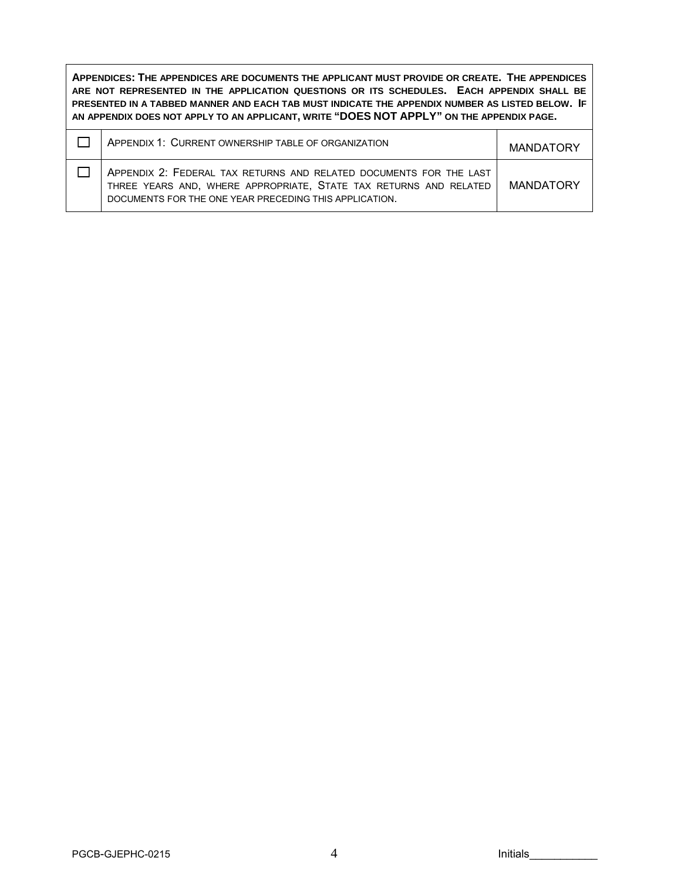| **APPENDICES: THE APPENDICES ARE DOCUMENTS THE APPLICANT MUST PROVIDE OR CREATE. THE APPENDICES ARE NOT REPRESENTED IN THE APPLICATION QUESTIONS OR ITS SCHEDULES. EACH APPENDIX SHALL BE PRESENTED IN A TABBED MANNER AND EACH TAB MUST INDICATE THE APPENDIX NUMBER AS LISTED BELOW. IF AN APPENDIX DOES NOT APPLY TO AN APPLICANT, WRITE "DOES NOT APPLY" ON THE APPENDIX PAGE.** | | |
|---|---|---|
| ☐ | APPENDIX 1: CURRENT OWNERSHIP TABLE OF ORGANIZATION | MANDATORY |
| ☐ | APPENDIX 2: FEDERAL TAX RETURNS AND RELATED DOCUMENTS FOR THE LAST THREE YEARS AND, WHERE APPROPRIATE, STATE TAX RETURNS AND RELATED DOCUMENTS FOR THE ONE YEAR PRECEDING THIS APPLICATION. | MANDATORY |

Initials___________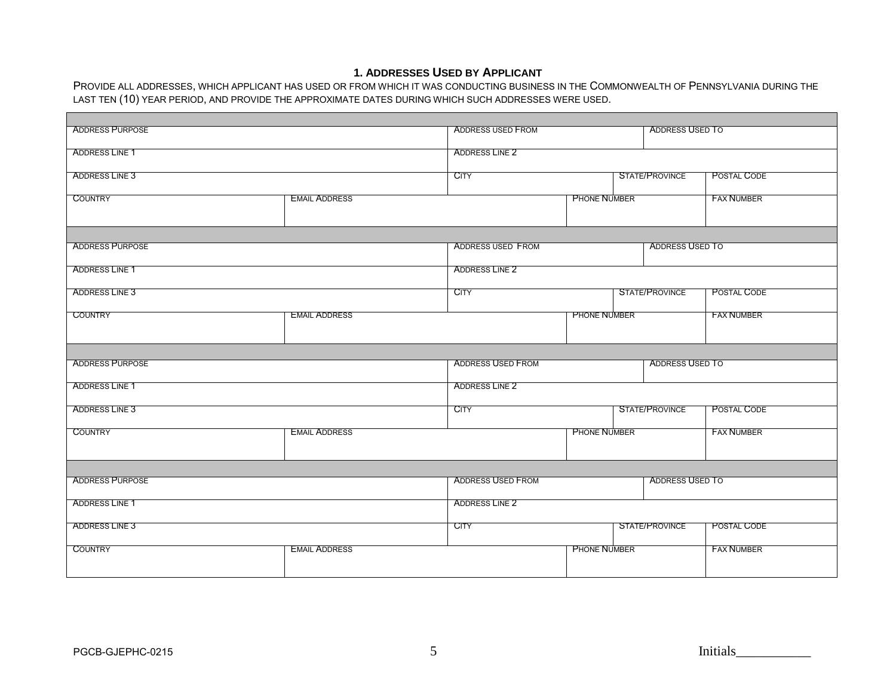## 1. ADDRESSES USED BY APPLICANT

PROVIDE ALL ADDRESSES, WHICH APPLICANT HAS USED OR FROM WHICH IT WAS CONDUCTING BUSINESS IN THE COMMONWEALTH OF PENNSYLVANIA DURING THE LAST TEN (10) YEAR PERIOD, AND PROVIDE THE APPROXIMATE DATES DURING WHICH SUCH ADDRESSES WERE USED.

| | | | | | |
|---|---|---|---|---|---|
| ADDRESS PURPOSE | | ADDRESS USED FROM | | ADDRESS USED TO | |
| ADDRESS LINE 1 | | ADDRESS LINE 2 | | | |
| ADDRESS LINE 3 | | CITY | | STATE/PROVINCE | POSTAL CODE |
| COUNTRY | EMAIL ADDRESS | | PHONE NUMBER | | FAX NUMBER |

| | | | | | |
|---|---|---|---|---|---|
| ADDRESS PURPOSE | | ADDRESS USED FROM | | ADDRESS USED TO | |
| ADDRESS LINE 1 | | ADDRESS LINE 2 | | | |
| ADDRESS LINE 3 | | CITY | | STATE/PROVINCE | POSTAL CODE |
| COUNTRY | EMAIL ADDRESS | | PHONE NUMBER | | FAX NUMBER |

| | | | | | |
|---|---|---|---|---|---|
| ADDRESS PURPOSE | | ADDRESS USED FROM | | ADDRESS USED TO | |
| ADDRESS LINE 1 | | ADDRESS LINE 2 | | | |
| ADDRESS LINE 3 | | CITY | | STATE/PROVINCE | POSTAL CODE |
| COUNTRY | EMAIL ADDRESS | | PHONE NUMBER | | FAX NUMBER |

| | | | | | |
|---|---|---|---|---|---|
| ADDRESS PURPOSE | | ADDRESS USED FROM | | ADDRESS USED TO | |
| ADDRESS LINE 1 | | ADDRESS LINE 2 | | | |
| ADDRESS LINE 3 | | CITY | | STATE/PROVINCE | POSTAL CODE |
| COUNTRY | EMAIL ADDRESS | | PHONE NUMBER | | FAX NUMBER |

PGCB-GJEPHC-0215

Initials___________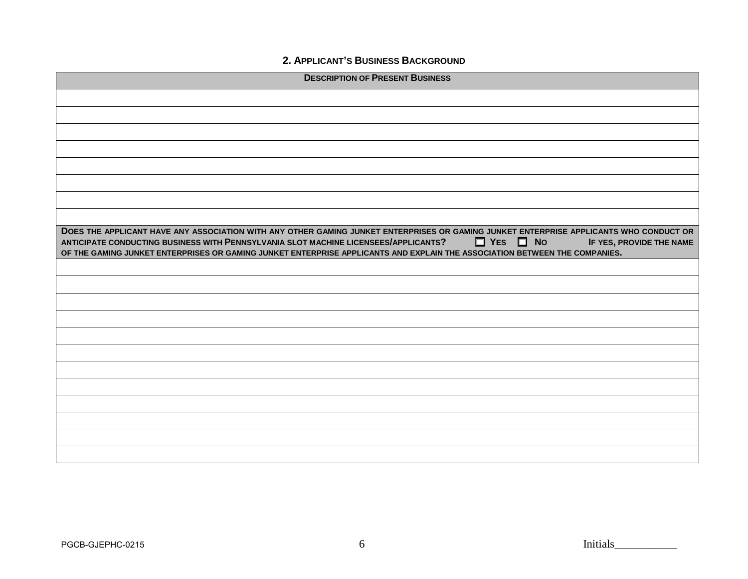## 2. Applicant's Business Background

| Description of Present Business |
|---|
| |
| |
| |
| |
| |
| |
| |
| |
| **Does the applicant have any association with any other gaming junket enterprises or gaming junket enterprise applicants who conduct or anticipate conducting business with Pennsylvania slot machine licensees/applicants?** ☐ **Yes** ☐ **No** **If yes, provide the name of the gaming junket enterprises or gaming junket enterprise applicants and explain the association between the companies.** |
| |
| |
| |
| |
| |
| |
| |
| |
| |
| |
| |
| |

PGCB-GJEPHC-0215

Initials___________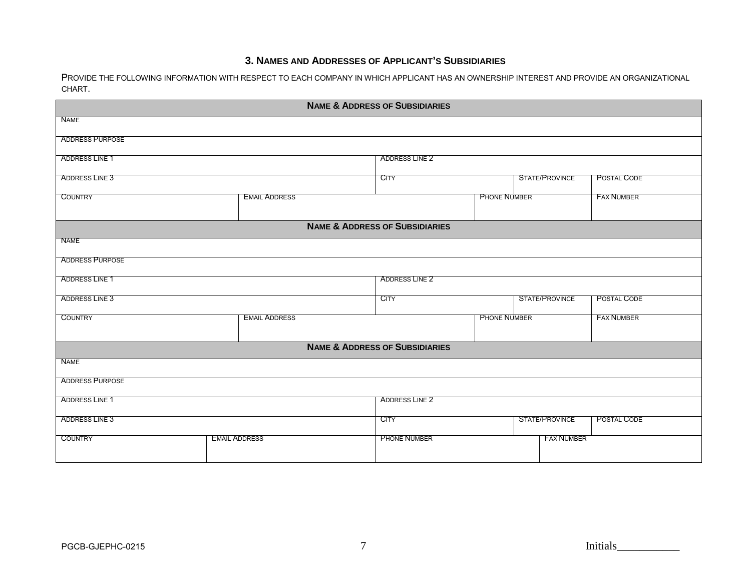### 3. Names and Addresses of Applicant's Subsidiaries

Provide the following information with respect to each company in which applicant has an ownership interest and provide an organizational chart.

| **Name & Address of Subsidiaries** | | | | | |
|---|---|---|---|---|---|
| Name | | | | | |
| Address Purpose | | | | | |
| Address Line 1 | | Address Line 2 | | | |
| Address Line 3 | | City | | State/Province | Postal Code |
| Country | Email Address | | Phone Number | | Fax Number |

| **Name & Address of Subsidiaries** | | | | | |
|---|---|---|---|---|---|
| Name | | | | | |
| Address Purpose | | | | | |
| Address Line 1 | | Address Line 2 | | | |
| Address Line 3 | | City | | State/Province | Postal Code |
| Country | Email Address | | Phone Number | | Fax Number |

| **Name & Address of Subsidiaries** | | | | | |
|---|---|---|---|---|---|
| Name | | | | | |
| Address Purpose | | | | | |
| Address Line 1 | | Address Line 2 | | | |
| Address Line 3 | | City | | State/Province | Postal Code |
| Country | Email Address | Phone Number | | Fax Number | |

PGCB-GJEPHC-0215

Initials___________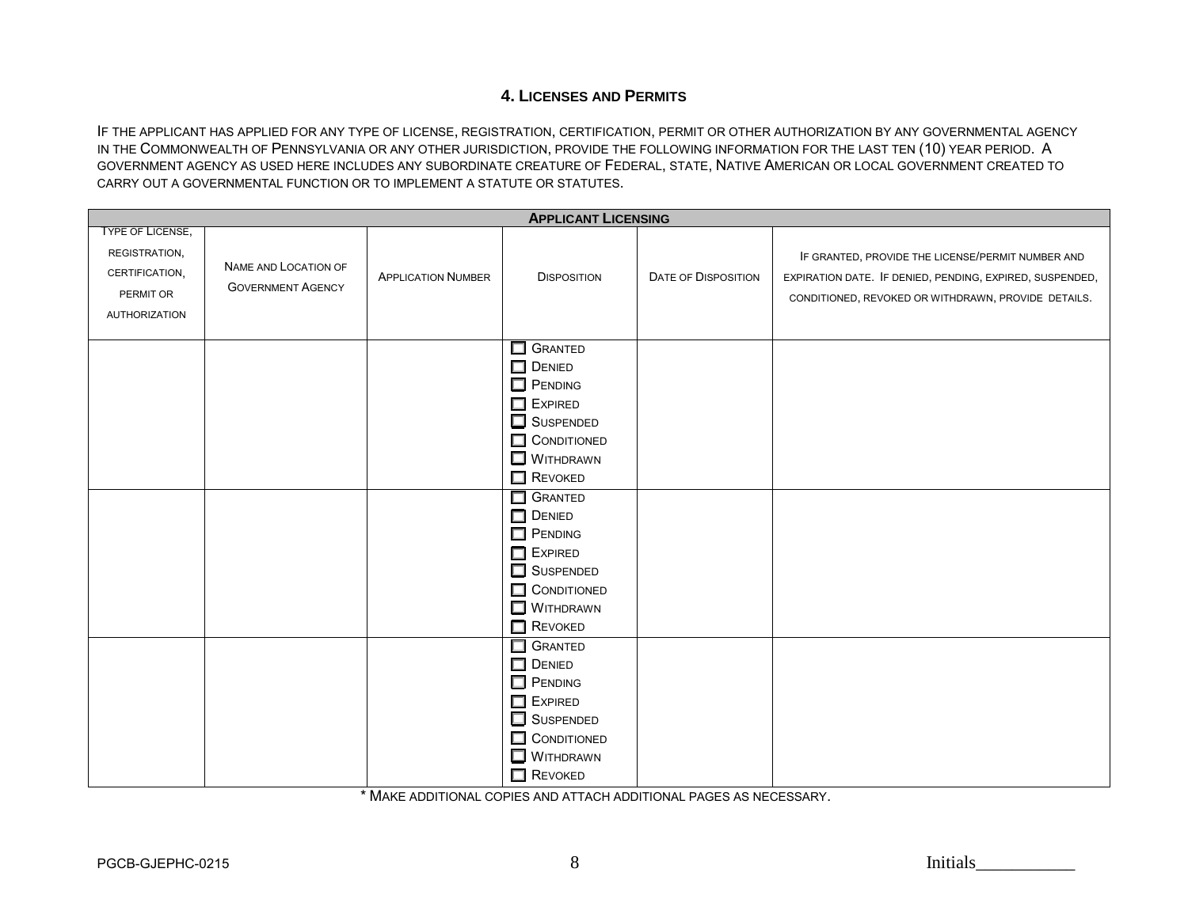## 4. Licenses and Permits

If the applicant has applied for any type of license, registration, certification, permit or other authorization by any governmental agency in the Commonwealth of Pennsylvania or any other jurisdiction, provide the following information for the last ten (10) year period. A government agency as used here includes any subordinate creature of Federal, state, Native American or local government created to carry out a governmental function or to implement a statute or statutes.

| **Applicant Licensing** | | | | | |
|---|---|---|---|---|---|
| Type of License, Registration, Certification, Permit or Authorization | Name and Location of Government Agency | Application Number | Disposition | Date of Disposition | If granted, provide the license/permit number and expiration date. If denied, pending, expired, suspended, conditioned, revoked or withdrawn, provide details. |
| | | | ☐ Granted<br>☐ Denied<br>☐ Pending<br>☐ Expired<br>☐ Suspended<br>☐ Conditioned<br>☐ Withdrawn<br>☐ Revoked | | |
| | | | ☐ Granted<br>☐ Denied<br>☐ Pending<br>☐ Expired<br>☐ Suspended<br>☐ Conditioned<br>☐ Withdrawn<br>☐ Revoked | | |
| | | | ☐ Granted<br>☐ Denied<br>☐ Pending<br>☐ Expired<br>☐ Suspended<br>☐ Conditioned<br>☐ Withdrawn<br>☐ Revoked | | |

* Make additional copies and attach additional pages as necessary.

PGCB-GJEPHC-0215

Initials___________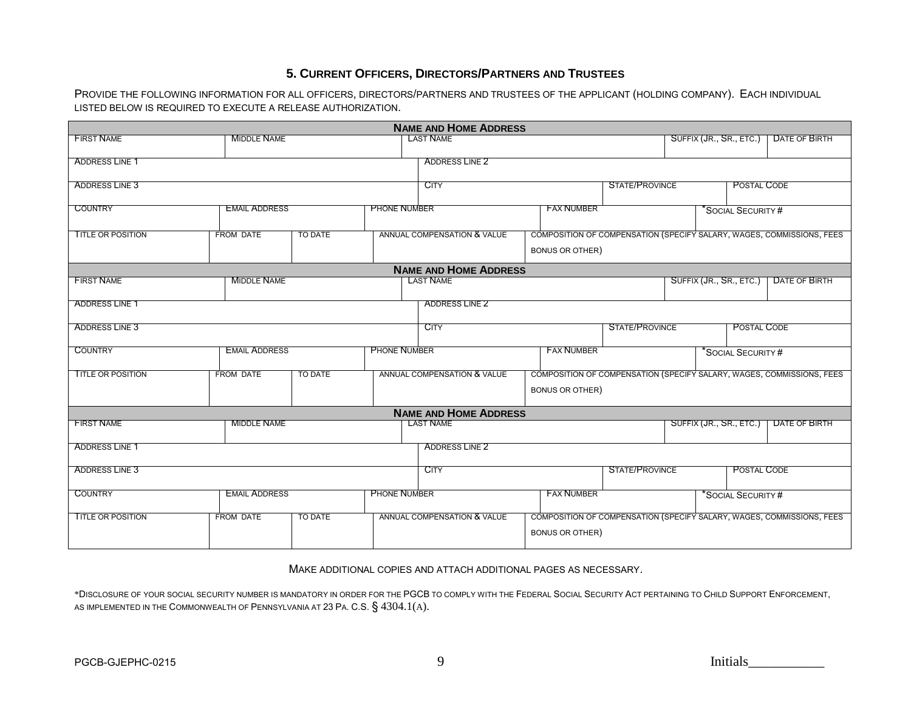## 5. Current Officers, Directors/Partners and Trustees

Provide the following information for all officers, directors/partners and trustees of the applicant (holding company). Each individual listed below is required to execute a release authorization.

| Name and Home Address | | | | | |
|---|---|---|---|---|---|
| First Name | Middle Name | Last Name | | Suffix (Jr., Sr., etc.) | Date of Birth |
| Address Line 1 | | Address Line 2 | | | |
| Address Line 3 | | City | State/Province | | Postal Code |
| Country | Email Address | Phone Number | Fax Number | *Social Security # | |
| Title or Position | From Date | To Date | Annual Compensation & Value | Composition of Compensation (specify salary, wages, commissions, fees bonus or other) | |

| Name and Home Address | | | | | |
|---|---|---|---|---|---|
| First Name | Middle Name | Last Name | | Suffix (Jr., Sr., etc.) | Date of Birth |
| Address Line 1 | | Address Line 2 | | | |
| Address Line 3 | | City | State/Province | | Postal Code |
| Country | Email Address | Phone Number | Fax Number | *Social Security # | |
| Title or Position | From Date | To Date | Annual Compensation & Value | Composition of Compensation (specify salary, wages, commissions, fees bonus or other) | |

| Name and Home Address | | | | | |
|---|---|---|---|---|---|
| First Name | Middle Name | Last Name | | Suffix (Jr., Sr., etc.) | Date of Birth |
| Address Line 1 | | Address Line 2 | | | |
| Address Line 3 | | City | State/Province | | Postal Code |
| Country | Email Address | Phone Number | Fax Number | *Social Security # | |
| Title or Position | From Date | To Date | Annual Compensation & Value | Composition of Compensation (specify salary, wages, commissions, fees bonus or other) | |

Make additional copies and attach additional pages as necessary.

*Disclosure of your social security number is mandatory in order for the PGCB to comply with the Federal Social Security Act pertaining to Child Support Enforcement, as implemented in the Commonwealth of Pennsylvania at 23 Pa. C.S. § 4304.1(a).

PGCB-GJEPHC-0215

Initials___________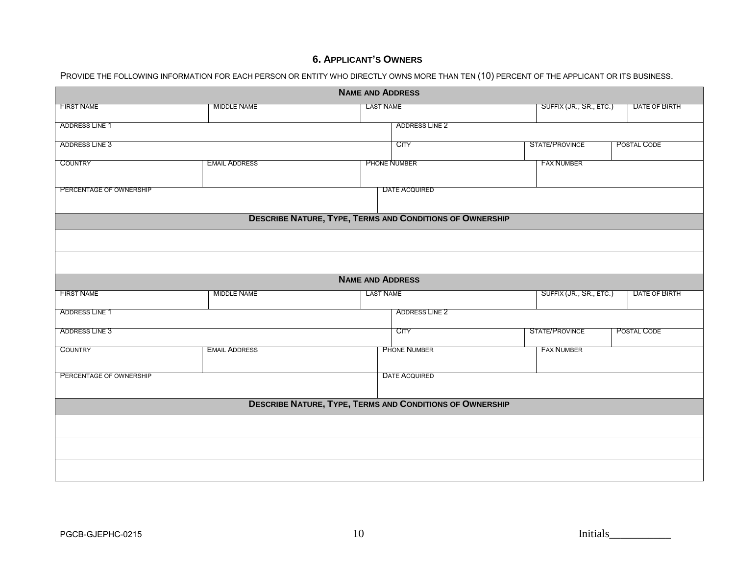## 6. Applicant's Owners

Provide the following information for each person or entity who directly owns more than ten (10) percent of the applicant or its business.

| **Name and Address** | | | | |
|---|---|---|---|---|
| First Name | Middle Name | Last Name | Suffix (Jr., Sr., etc.) | Date of Birth |
| Address Line 1 | | Address Line 2 | | |
| Address Line 3 | | City | State/Province | Postal Code |
| Country | Email Address | Phone Number | Fax Number | |
| Percentage of Ownership | | Date Acquired | | |
| **Describe Nature, Type, Terms and Conditions of Ownership** | | | | |
| | | | | |
| | | | | |

| **Name and Address** | | | | |
|---|---|---|---|---|
| First Name | Middle Name | Last Name | Suffix (Jr., Sr., etc.) | Date of Birth |
| Address Line 1 | | Address Line 2 | | |
| Address Line 3 | | City | State/Province | Postal Code |
| Country | Email Address | Phone Number | Fax Number | |
| Percentage of Ownership | | Date Acquired | | |
| **Describe Nature, Type, Terms and Conditions of Ownership** | | | | |
| | | | | |
| | | | | |
| | | | | |

PGCB-GJEPHC-0215

Initials___________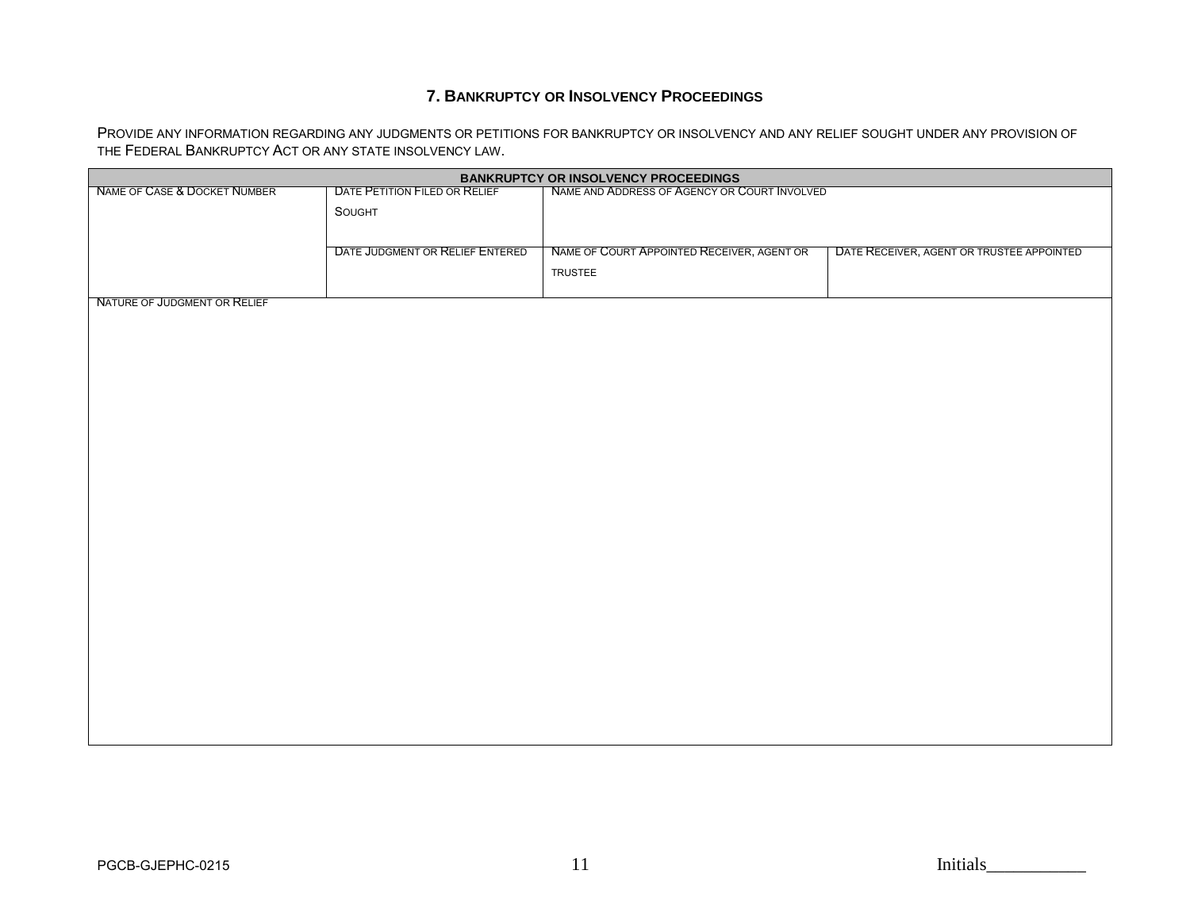## 7. Bankruptcy or Insolvency Proceedings

Provide any information regarding any judgments or petitions for bankruptcy or insolvency and any relief sought under any provision of the Federal Bankruptcy Act or any state insolvency law.

| **BANKRUPTCY OR INSOLVENCY PROCEEDINGS** | | | |
|---|---|---|---|
| Name of Case & Docket Number | Date Petition Filed or Relief Sought | Name and Address of Agency or Court Involved | |
| | Date Judgment or Relief Entered | Name of Court Appointed Receiver, Agent or Trustee | Date Receiver, Agent or Trustee Appointed |
| Nature of Judgment or Relief | | | |

Initials___________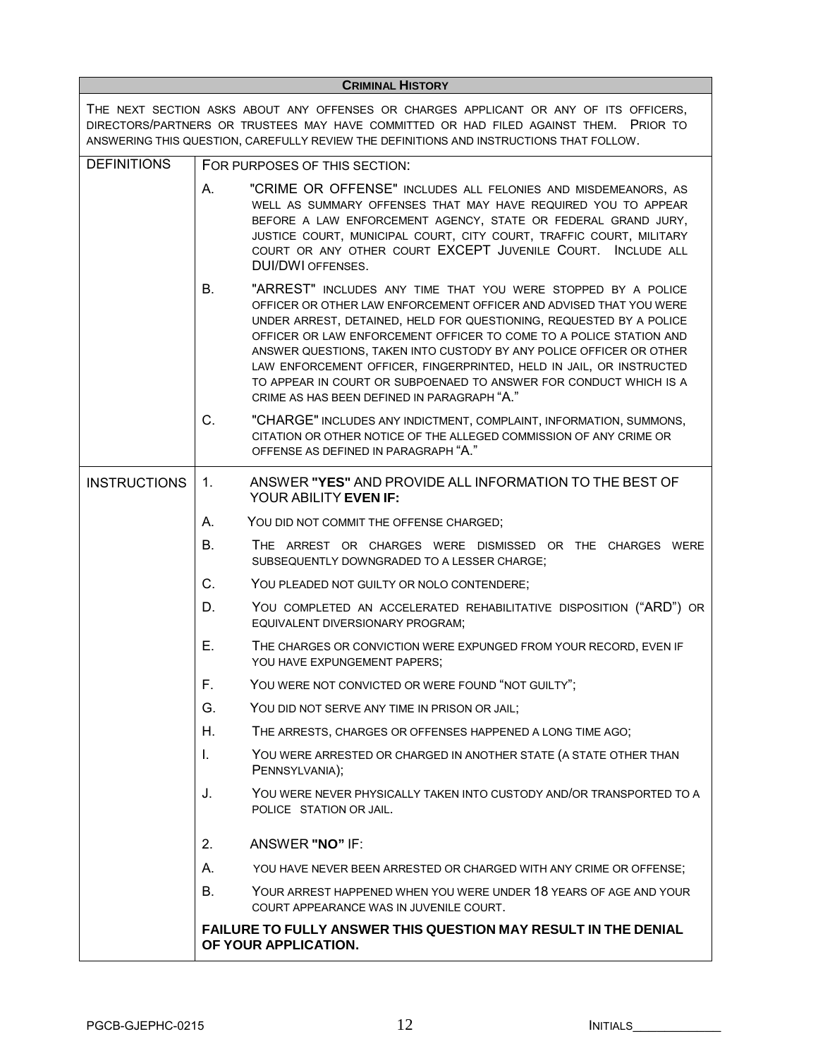## CRIMINAL HISTORY

THE NEXT SECTION ASKS ABOUT ANY OFFENSES OR CHARGES APPLICANT OR ANY OF ITS OFFICERS, DIRECTORS/PARTNERS OR TRUSTEES MAY HAVE COMMITTED OR HAD FILED AGAINST THEM. PRIOR TO ANSWERING THIS QUESTION, CAREFULLY REVIEW THE DEFINITIONS AND INSTRUCTIONS THAT FOLLOW.

### DEFINITIONS

FOR PURPOSES OF THIS SECTION:

A. "CRIME OR OFFENSE" INCLUDES ALL FELONIES AND MISDEMEANORS, AS WELL AS SUMMARY OFFENSES THAT MAY HAVE REQUIRED YOU TO APPEAR BEFORE A LAW ENFORCEMENT AGENCY, STATE OR FEDERAL GRAND JURY, JUSTICE COURT, MUNICIPAL COURT, CITY COURT, TRAFFIC COURT, MILITARY COURT OR ANY OTHER COURT EXCEPT JUVENILE COURT. INCLUDE ALL DUI/DWI OFFENSES.

B. "ARREST" INCLUDES ANY TIME THAT YOU WERE STOPPED BY A POLICE OFFICER OR OTHER LAW ENFORCEMENT OFFICER AND ADVISED THAT YOU WERE UNDER ARREST, DETAINED, HELD FOR QUESTIONING, REQUESTED BY A POLICE OFFICER OR LAW ENFORCEMENT OFFICER TO COME TO A POLICE STATION AND ANSWER QUESTIONS, TAKEN INTO CUSTODY BY ANY POLICE OFFICER OR OTHER LAW ENFORCEMENT OFFICER, FINGERPRINTED, HELD IN JAIL, OR INSTRUCTED TO APPEAR IN COURT OR SUBPOENAED TO ANSWER FOR CONDUCT WHICH IS A CRIME AS HAS BEEN DEFINED IN PARAGRAPH "A."

C. "CHARGE" INCLUDES ANY INDICTMENT, COMPLAINT, INFORMATION, SUMMONS, CITATION OR OTHER NOTICE OF THE ALLEGED COMMISSION OF ANY CRIME OR OFFENSE AS DEFINED IN PARAGRAPH "A."

### INSTRUCTIONS

1. ANSWER **"YES"** AND PROVIDE ALL INFORMATION TO THE BEST OF YOUR ABILITY **EVEN IF:**

A. YOU DID NOT COMMIT THE OFFENSE CHARGED;

B. THE ARREST OR CHARGES WERE DISMISSED OR THE CHARGES WERE SUBSEQUENTLY DOWNGRADED TO A LESSER CHARGE;

C. YOU PLEADED NOT GUILTY OR NOLO CONTENDERE;

D. YOU COMPLETED AN ACCELERATED REHABILITATIVE DISPOSITION ("ARD") OR EQUIVALENT DIVERSIONARY PROGRAM;

E. THE CHARGES OR CONVICTION WERE EXPUNGED FROM YOUR RECORD, EVEN IF YOU HAVE EXPUNGEMENT PAPERS;

F. YOU WERE NOT CONVICTED OR WERE FOUND "NOT GUILTY";

G. YOU DID NOT SERVE ANY TIME IN PRISON OR JAIL;

H. THE ARRESTS, CHARGES OR OFFENSES HAPPENED A LONG TIME AGO;

I. YOU WERE ARRESTED OR CHARGED IN ANOTHER STATE (A STATE OTHER THAN PENNSYLVANIA);

J. YOU WERE NEVER PHYSICALLY TAKEN INTO CUSTODY AND/OR TRANSPORTED TO A POLICE STATION OR JAIL.

2. ANSWER **"NO"** IF:

A. YOU HAVE NEVER BEEN ARRESTED OR CHARGED WITH ANY CRIME OR OFFENSE;

B. YOUR ARREST HAPPENED WHEN YOU WERE UNDER 18 YEARS OF AGE AND YOUR COURT APPEARANCE WAS IN JUVENILE COURT.

**FAILURE TO FULLY ANSWER THIS QUESTION MAY RESULT IN THE DENIAL OF YOUR APPLICATION.**

PGCB-GJEPHC-0215 INITIALS____________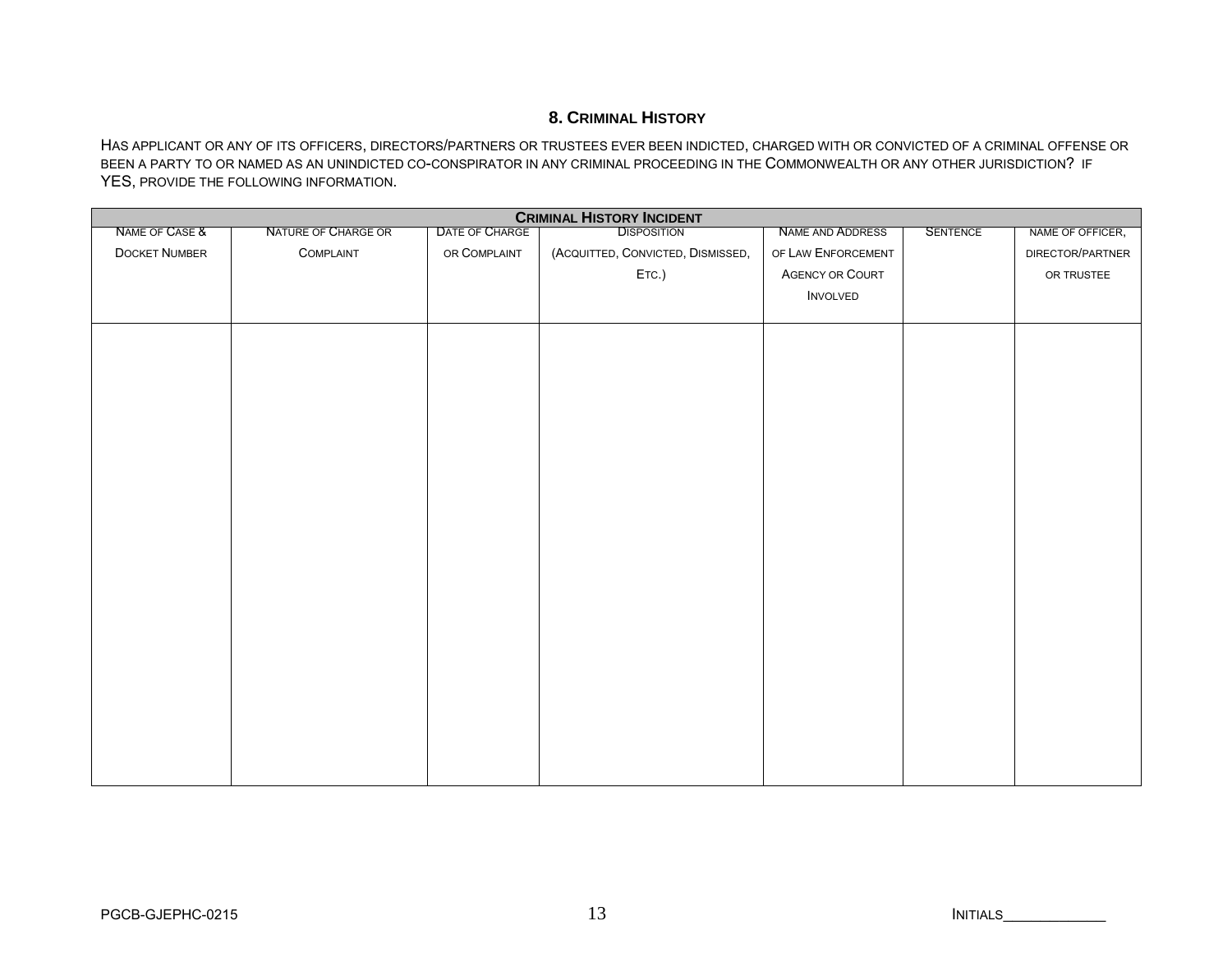## 8. CRIMINAL HISTORY

HAS APPLICANT OR ANY OF ITS OFFICERS, DIRECTORS/PARTNERS OR TRUSTEES EVER BEEN INDICTED, CHARGED WITH OR CONVICTED OF A CRIMINAL OFFENSE OR BEEN A PARTY TO OR NAMED AS AN UNINDICTED CO-CONSPIRATOR IN ANY CRIMINAL PROCEEDING IN THE COMMONWEALTH OR ANY OTHER JURISDICTION? IF YES, PROVIDE THE FOLLOWING INFORMATION.

| CRIMINAL HISTORY INCIDENT | | | | | | |
|---|---|---|---|---|---|---|
| NAME OF CASE & DOCKET NUMBER | NATURE OF CHARGE OR COMPLAINT | DATE OF CHARGE OR COMPLAINT | DISPOSITION (ACQUITTED, CONVICTED, DISMISSED, ETC.) | NAME AND ADDRESS OF LAW ENFORCEMENT AGENCY OR COURT INVOLVED | SENTENCE | NAME OF OFFICER, DIRECTOR/PARTNER OR TRUSTEE |
| | | | | | | |

PGCB-GJEPHC-0215

INITIALS_____________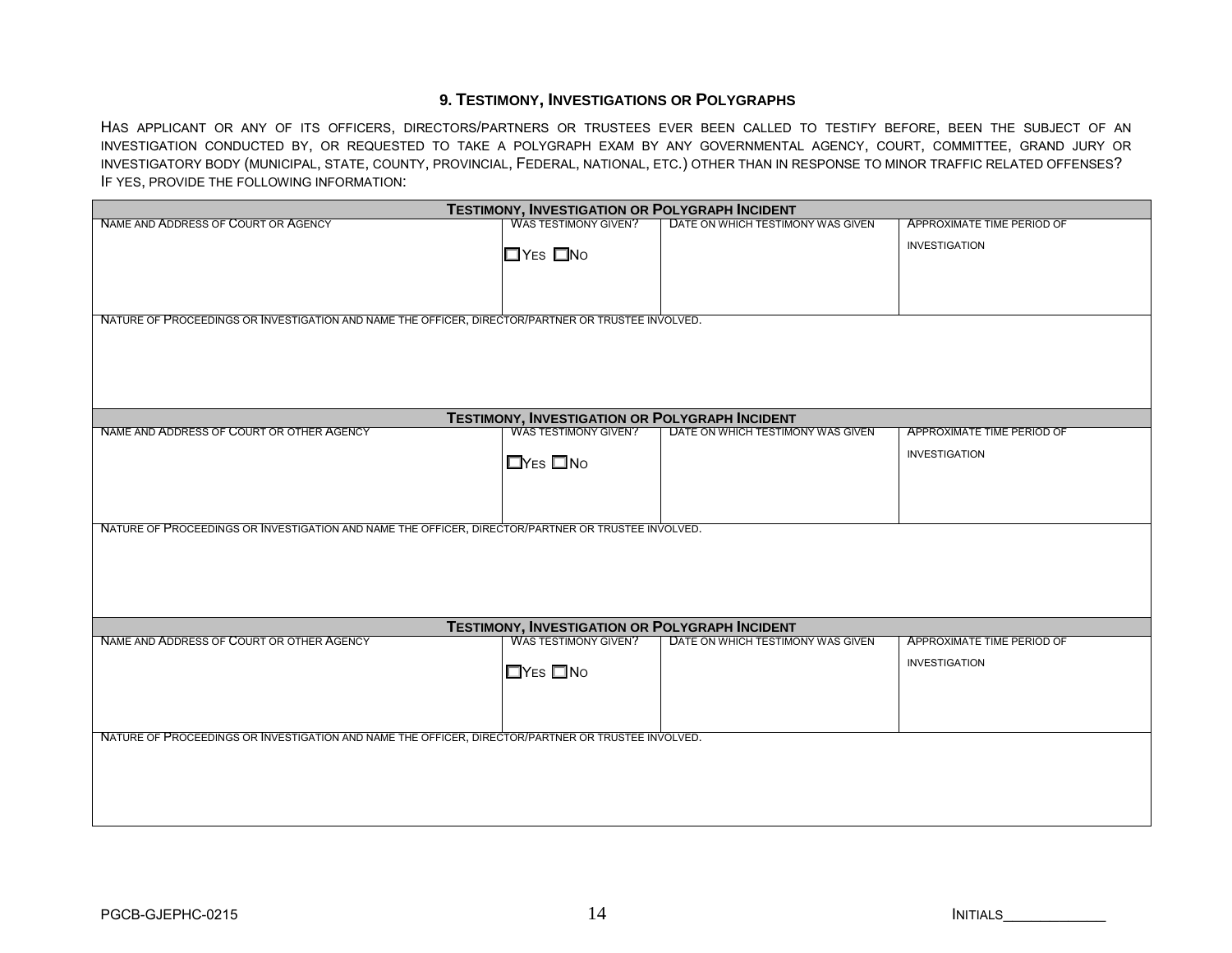## 9. Testimony, Investigations or Polygraphs

HAS APPLICANT OR ANY OF ITS OFFICERS, DIRECTORS/PARTNERS OR TRUSTEES EVER BEEN CALLED TO TESTIFY BEFORE, BEEN THE SUBJECT OF AN INVESTIGATION CONDUCTED BY, OR REQUESTED TO TAKE A POLYGRAPH EXAM BY ANY GOVERNMENTAL AGENCY, COURT, COMMITTEE, GRAND JURY OR INVESTIGATORY BODY (MUNICIPAL, STATE, COUNTY, PROVINCIAL, FEDERAL, NATIONAL, ETC.) OTHER THAN IN RESPONSE TO MINOR TRAFFIC RELATED OFFENSES? IF YES, PROVIDE THE FOLLOWING INFORMATION:

| **TESTIMONY, INVESTIGATION OR POLYGRAPH INCIDENT** | | | |
|---|---|---|---|
| NAME AND ADDRESS OF COURT OR AGENCY | WAS TESTIMONY GIVEN? ☐ YES ☐ NO | DATE ON WHICH TESTIMONY WAS GIVEN | APPROXIMATE TIME PERIOD OF INVESTIGATION |
| NATURE OF PROCEEDINGS OR INVESTIGATION AND NAME THE OFFICER, DIRECTOR/PARTNER OR TRUSTEE INVOLVED. | | | |

| **TESTIMONY, INVESTIGATION OR POLYGRAPH INCIDENT** | | | |
|---|---|---|---|
| NAME AND ADDRESS OF COURT OR OTHER AGENCY | WAS TESTIMONY GIVEN? ☐ YES ☐ NO | DATE ON WHICH TESTIMONY WAS GIVEN | APPROXIMATE TIME PERIOD OF INVESTIGATION |
| NATURE OF PROCEEDINGS OR INVESTIGATION AND NAME THE OFFICER, DIRECTOR/PARTNER OR TRUSTEE INVOLVED. | | | |

| **TESTIMONY, INVESTIGATION OR POLYGRAPH INCIDENT** | | | |
|---|---|---|---|
| NAME AND ADDRESS OF COURT OR OTHER AGENCY | WAS TESTIMONY GIVEN? ☐ YES ☐ NO | DATE ON WHICH TESTIMONY WAS GIVEN | APPROXIMATE TIME PERIOD OF INVESTIGATION |
| NATURE OF PROCEEDINGS OR INVESTIGATION AND NAME THE OFFICER, DIRECTOR/PARTNER OR TRUSTEE INVOLVED. | | | |

PGCB-GJEPHC-0215

INITIALS_____________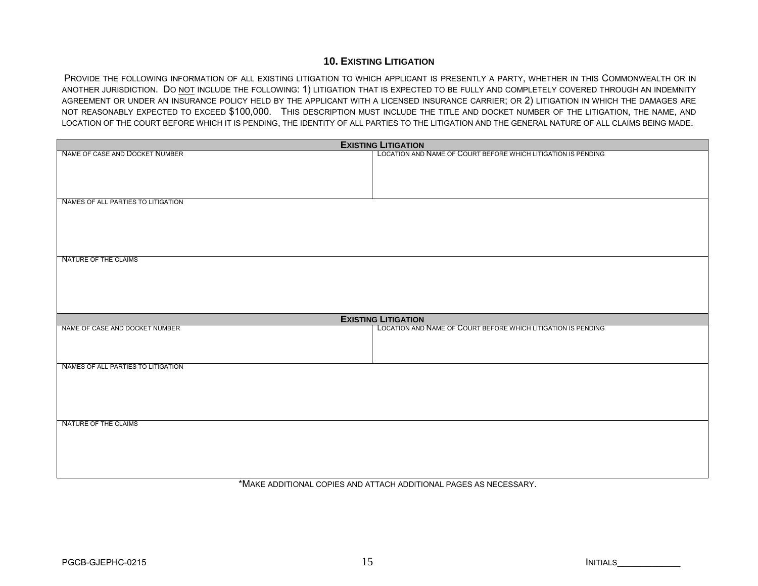## 10. Existing Litigation

Provide the following information of all existing litigation to which applicant is presently a party, whether in this Commonwealth or in another jurisdiction. Do not include the following: 1) litigation that is expected to be fully and completely covered through an indemnity agreement or under an insurance policy held by the applicant with a licensed insurance carrier; or 2) litigation in which the damages are not reasonably expected to exceed $100,000. This description must include the title and docket number of the litigation, the name, and location of the court before which it is pending, the identity of all parties to the litigation and the general nature of all claims being made.

| **Existing Litigation** | |
|---|---|
| Name of case and Docket Number | Location and Name of Court before which litigation is pending |
| Names of all parties to litigation | |
| Nature of the claims | |

| **Existing Litigation** | |
|---|---|
| Name of case and docket number | Location and Name of Court before which litigation is pending |
| Names of all parties to litigation | |
| Nature of the claims | |

*Make additional copies and attach additional pages as necessary.

PGCB-GJEPHC-0215

Initials_____________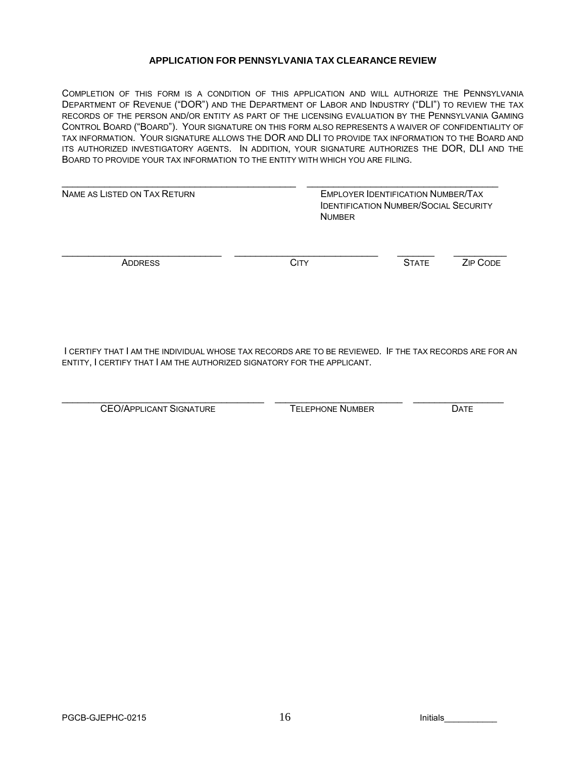# APPLICATION FOR PENNSYLVANIA TAX CLEARANCE REVIEW

COMPLETION OF THIS FORM IS A CONDITION OF THIS APPLICATION AND WILL AUTHORIZE THE PENNSYLVANIA DEPARTMENT OF REVENUE ("DOR") AND THE DEPARTMENT OF LABOR AND INDUSTRY ("DLI") TO REVIEW THE TAX RECORDS OF THE PERSON AND/OR ENTITY AS PART OF THE LICENSING EVALUATION BY THE PENNSYLVANIA GAMING CONTROL BOARD ("BOARD"). YOUR SIGNATURE ON THIS FORM ALSO REPRESENTS A WAIVER OF CONFIDENTIALITY OF TAX INFORMATION. YOUR SIGNATURE ALLOWS THE DOR AND DLI TO PROVIDE TAX INFORMATION TO THE BOARD AND ITS AUTHORIZED INVESTIGATORY AGENTS. IN ADDITION, YOUR SIGNATURE AUTHORIZES THE DOR, DLI AND THE BOARD TO PROVIDE YOUR TAX INFORMATION TO THE ENTITY WITH WHICH YOU ARE FILING.

_______________________________________ ________________________________

NAME AS LISTED ON TAX RETURN — EMPLOYER IDENTIFICATION NUMBER/TAX IDENTIFICATION NUMBER/SOCIAL SECURITY NUMBER

__________________________ ________________________ ______ ________

ADDRESS — CITY — STATE — ZIP CODE

I CERTIFY THAT I AM THE INDIVIDUAL WHOSE TAX RECORDS ARE TO BE REVIEWED. IF THE TAX RECORDS ARE FOR AN ENTITY, I CERTIFY THAT I AM THE AUTHORIZED SIGNATORY FOR THE APPLICANT.

_________________________________ ______________________ _______________

CEO/APPLICANT SIGNATURE — TELEPHONE NUMBER — DATE

PGCB-GJEPHC-0215

Initials___________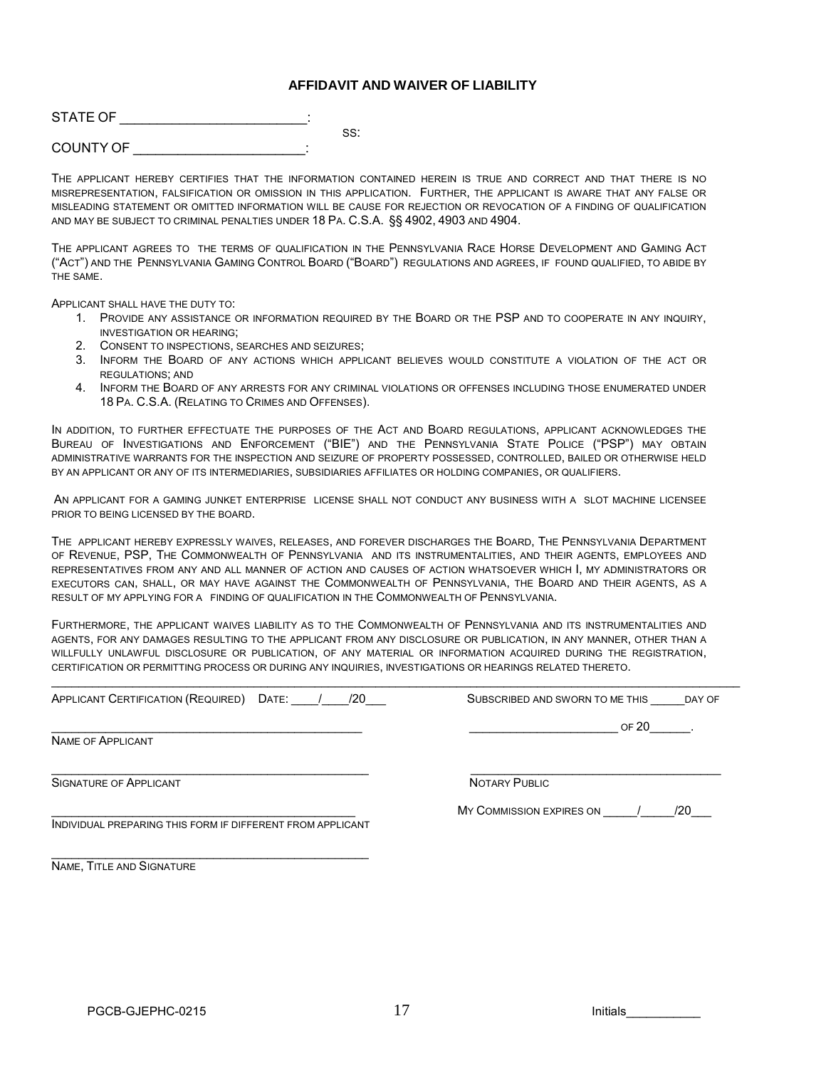## AFFIDAVIT AND WAIVER OF LIABILITY

STATE OF ________________________:

ss:

COUNTY OF ______________________:

THE APPLICANT HEREBY CERTIFIES THAT THE INFORMATION CONTAINED HEREIN IS TRUE AND CORRECT AND THAT THERE IS NO MISREPRESENTATION, FALSIFICATION OR OMISSION IN THIS APPLICATION. FURTHER, THE APPLICANT IS AWARE THAT ANY FALSE OR MISLEADING STATEMENT OR OMITTED INFORMATION WILL BE CAUSE FOR REJECTION OR REVOCATION OF A FINDING OF QUALIFICATION AND MAY BE SUBJECT TO CRIMINAL PENALTIES UNDER 18 PA. C.S.A. §§ 4902, 4903 AND 4904.

THE APPLICANT AGREES TO THE TERMS OF QUALIFICATION IN THE PENNSYLVANIA RACE HORSE DEVELOPMENT AND GAMING ACT ("ACT") AND THE PENNSYLVANIA GAMING CONTROL BOARD ("BOARD") REGULATIONS AND AGREES, IF FOUND QUALIFIED, TO ABIDE BY THE SAME.

APPLICANT SHALL HAVE THE DUTY TO:

1. PROVIDE ANY ASSISTANCE OR INFORMATION REQUIRED BY THE BOARD OR THE PSP AND TO COOPERATE IN ANY INQUIRY, INVESTIGATION OR HEARING;
2. CONSENT TO INSPECTIONS, SEARCHES AND SEIZURES;
3. INFORM THE BOARD OF ANY ACTIONS WHICH APPLICANT BELIEVES WOULD CONSTITUTE A VIOLATION OF THE ACT OR REGULATIONS; AND
4. INFORM THE BOARD OF ANY ARRESTS FOR ANY CRIMINAL VIOLATIONS OR OFFENSES INCLUDING THOSE ENUMERATED UNDER 18 PA. C.S.A. (RELATING TO CRIMES AND OFFENSES).

IN ADDITION, TO FURTHER EFFECTUATE THE PURPOSES OF THE ACT AND BOARD REGULATIONS, APPLICANT ACKNOWLEDGES THE BUREAU OF INVESTIGATIONS AND ENFORCEMENT ("BIE") AND THE PENNSYLVANIA STATE POLICE ("PSP") MAY OBTAIN ADMINISTRATIVE WARRANTS FOR THE INSPECTION AND SEIZURE OF PROPERTY POSSESSED, CONTROLLED, BAILED OR OTHERWISE HELD BY AN APPLICANT OR ANY OF ITS INTERMEDIARIES, SUBSIDIARIES AFFILIATES OR HOLDING COMPANIES, OR QUALIFIERS.

AN APPLICANT FOR A GAMING JUNKET ENTERPRISE LICENSE SHALL NOT CONDUCT ANY BUSINESS WITH A SLOT MACHINE LICENSEE PRIOR TO BEING LICENSED BY THE BOARD.

THE APPLICANT HEREBY EXPRESSLY WAIVES, RELEASES, AND FOREVER DISCHARGES THE BOARD, THE PENNSYLVANIA DEPARTMENT OF REVENUE, PSP, THE COMMONWEALTH OF PENNSYLVANIA AND ITS INSTRUMENTALITIES, AND THEIR AGENTS, EMPLOYEES AND REPRESENTATIVES FROM ANY AND ALL MANNER OF ACTION AND CAUSES OF ACTION WHATSOEVER WHICH I, MY ADMINISTRATORS OR EXECUTORS CAN, SHALL, OR MAY HAVE AGAINST THE COMMONWEALTH OF PENNSYLVANIA, THE BOARD AND THEIR AGENTS, AS A RESULT OF MY APPLYING FOR A FINDING OF QUALIFICATION IN THE COMMONWEALTH OF PENNSYLVANIA.

FURTHERMORE, THE APPLICANT WAIVES LIABILITY AS TO THE COMMONWEALTH OF PENNSYLVANIA AND ITS INSTRUMENTALITIES AND AGENTS, FOR ANY DAMAGES RESULTING TO THE APPLICANT FROM ANY DISCLOSURE OR PUBLICATION, IN ANY MANNER, OTHER THAN A WILLFULLY UNLAWFUL DISCLOSURE OR PUBLICATION, OF ANY MATERIAL OR INFORMATION ACQUIRED DURING THE REGISTRATION, CERTIFICATION OR PERMITTING PROCESS OR DURING ANY INQUIRIES, INVESTIGATIONS OR HEARINGS RELATED THERETO.

APPLICANT CERTIFICATION (REQUIRED) DATE: ____/____/20___

_____________________________________________
NAME OF APPLICANT

_____________________________________________
SIGNATURE OF APPLICANT

_____________________________________________
INDIVIDUAL PREPARING THIS FORM IF DIFFERENT FROM APPLICANT

_____________________________________________
NAME, TITLE AND SIGNATURE

SUBSCRIBED AND SWORN TO ME THIS _____DAY OF

______________________ OF 20______.

___________________________________
NOTARY PUBLIC

MY COMMISSION EXPIRES ON _____/_____/20___

Initials__________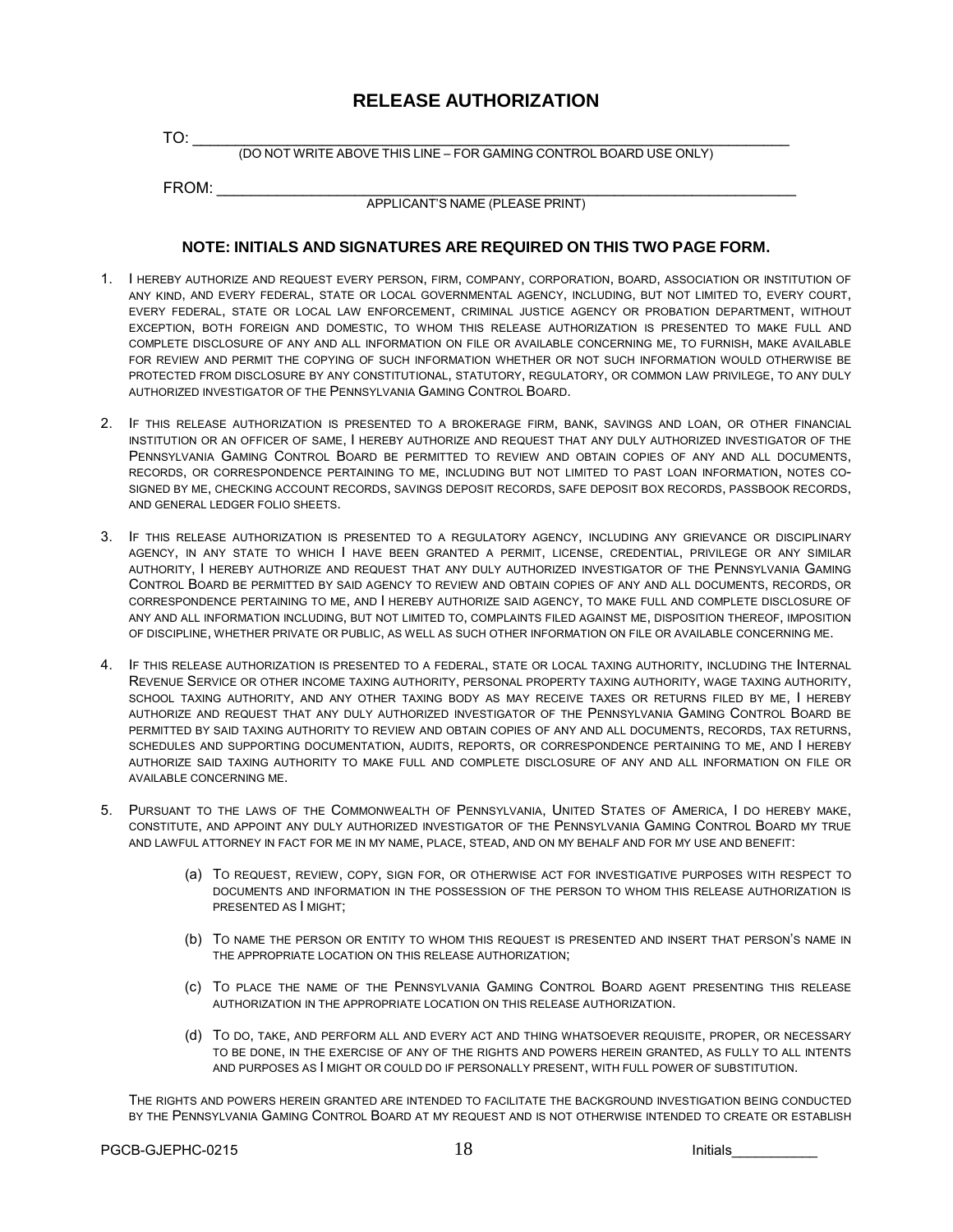# RELEASE AUTHORIZATION

TO: ___________________________________________________________________________

(DO NOT WRITE ABOVE THIS LINE – FOR GAMING CONTROL BOARD USE ONLY)

FROM: _________________________________________________________________________

APPLICANT'S NAME (PLEASE PRINT)

**NOTE: INITIALS AND SIGNATURES ARE REQUIRED ON THIS TWO PAGE FORM.**

1. I HEREBY AUTHORIZE AND REQUEST EVERY PERSON, FIRM, COMPANY, CORPORATION, BOARD, ASSOCIATION OR INSTITUTION OF ANY KIND, AND EVERY FEDERAL, STATE OR LOCAL GOVERNMENTAL AGENCY, INCLUDING, BUT NOT LIMITED TO, EVERY COURT, EVERY FEDERAL, STATE OR LOCAL LAW ENFORCEMENT, CRIMINAL JUSTICE AGENCY OR PROBATION DEPARTMENT, WITHOUT EXCEPTION, BOTH FOREIGN AND DOMESTIC, TO WHOM THIS RELEASE AUTHORIZATION IS PRESENTED TO MAKE FULL AND COMPLETE DISCLOSURE OF ANY AND ALL INFORMATION ON FILE OR AVAILABLE CONCERNING ME, TO FURNISH, MAKE AVAILABLE FOR REVIEW AND PERMIT THE COPYING OF SUCH INFORMATION WHETHER OR NOT SUCH INFORMATION WOULD OTHERWISE BE PROTECTED FROM DISCLOSURE BY ANY CONSTITUTIONAL, STATUTORY, REGULATORY, OR COMMON LAW PRIVILEGE, TO ANY DULY AUTHORIZED INVESTIGATOR OF THE PENNSYLVANIA GAMING CONTROL BOARD.

2. IF THIS RELEASE AUTHORIZATION IS PRESENTED TO A BROKERAGE FIRM, BANK, SAVINGS AND LOAN, OR OTHER FINANCIAL INSTITUTION OR AN OFFICER OF SAME, I HEREBY AUTHORIZE AND REQUEST THAT ANY DULY AUTHORIZED INVESTIGATOR OF THE PENNSYLVANIA GAMING CONTROL BOARD BE PERMITTED TO REVIEW AND OBTAIN COPIES OF ANY AND ALL DOCUMENTS, RECORDS, OR CORRESPONDENCE PERTAINING TO ME, INCLUDING BUT NOT LIMITED TO PAST LOAN INFORMATION, NOTES CO-SIGNED BY ME, CHECKING ACCOUNT RECORDS, SAVINGS DEPOSIT RECORDS, SAFE DEPOSIT BOX RECORDS, PASSBOOK RECORDS, AND GENERAL LEDGER FOLIO SHEETS.

3. IF THIS RELEASE AUTHORIZATION IS PRESENTED TO A REGULATORY AGENCY, INCLUDING ANY GRIEVANCE OR DISCIPLINARY AGENCY, IN ANY STATE TO WHICH I HAVE BEEN GRANTED A PERMIT, LICENSE, CREDENTIAL, PRIVILEGE OR ANY SIMILAR AUTHORITY, I HEREBY AUTHORIZE AND REQUEST THAT ANY DULY AUTHORIZED INVESTIGATOR OF THE PENNSYLVANIA GAMING CONTROL BOARD BE PERMITTED BY SAID AGENCY TO REVIEW AND OBTAIN COPIES OF ANY AND ALL DOCUMENTS, RECORDS, OR CORRESPONDENCE PERTAINING TO ME, AND I HEREBY AUTHORIZE SAID AGENCY, TO MAKE FULL AND COMPLETE DISCLOSURE OF ANY AND ALL INFORMATION INCLUDING, BUT NOT LIMITED TO, COMPLAINTS FILED AGAINST ME, DISPOSITION THEREOF, IMPOSITION OF DISCIPLINE, WHETHER PRIVATE OR PUBLIC, AS WELL AS SUCH OTHER INFORMATION ON FILE OR AVAILABLE CONCERNING ME.

4. IF THIS RELEASE AUTHORIZATION IS PRESENTED TO A FEDERAL, STATE OR LOCAL TAXING AUTHORITY, INCLUDING THE INTERNAL REVENUE SERVICE OR OTHER INCOME TAXING AUTHORITY, PERSONAL PROPERTY TAXING AUTHORITY, WAGE TAXING AUTHORITY, SCHOOL TAXING AUTHORITY, AND ANY OTHER TAXING BODY AS MAY RECEIVE TAXES OR RETURNS FILED BY ME, I HEREBY AUTHORIZE AND REQUEST THAT ANY DULY AUTHORIZED INVESTIGATOR OF THE PENNSYLVANIA GAMING CONTROL BOARD BE PERMITTED BY SAID TAXING AUTHORITY TO REVIEW AND OBTAIN COPIES OF ANY AND ALL DOCUMENTS, RECORDS, TAX RETURNS, SCHEDULES AND SUPPORTING DOCUMENTATION, AUDITS, REPORTS, OR CORRESPONDENCE PERTAINING TO ME, AND I HEREBY AUTHORIZE SAID TAXING AUTHORITY TO MAKE FULL AND COMPLETE DISCLOSURE OF ANY AND ALL INFORMATION ON FILE OR AVAILABLE CONCERNING ME.

5. PURSUANT TO THE LAWS OF THE COMMONWEALTH OF PENNSYLVANIA, UNITED STATES OF AMERICA, I DO HEREBY MAKE, CONSTITUTE, AND APPOINT ANY DULY AUTHORIZED INVESTIGATOR OF THE PENNSYLVANIA GAMING CONTROL BOARD MY TRUE AND LAWFUL ATTORNEY IN FACT FOR ME IN MY NAME, PLACE, STEAD, AND ON MY BEHALF AND FOR MY USE AND BENEFIT:

   (a) TO REQUEST, REVIEW, COPY, SIGN FOR, OR OTHERWISE ACT FOR INVESTIGATIVE PURPOSES WITH RESPECT TO DOCUMENTS AND INFORMATION IN THE POSSESSION OF THE PERSON TO WHOM THIS RELEASE AUTHORIZATION IS PRESENTED AS I MIGHT;

   (b) TO NAME THE PERSON OR ENTITY TO WHOM THIS REQUEST IS PRESENTED AND INSERT THAT PERSON'S NAME IN THE APPROPRIATE LOCATION ON THIS RELEASE AUTHORIZATION;

   (c) TO PLACE THE NAME OF THE PENNSYLVANIA GAMING CONTROL BOARD AGENT PRESENTING THIS RELEASE AUTHORIZATION IN THE APPROPRIATE LOCATION ON THIS RELEASE AUTHORIZATION.

   (d) TO DO, TAKE, AND PERFORM ALL AND EVERY ACT AND THING WHATSOEVER REQUISITE, PROPER, OR NECESSARY TO BE DONE, IN THE EXERCISE OF ANY OF THE RIGHTS AND POWERS HEREIN GRANTED, AS FULLY TO ALL INTENTS AND PURPOSES AS I MIGHT OR COULD DO IF PERSONALLY PRESENT, WITH FULL POWER OF SUBSTITUTION.

THE RIGHTS AND POWERS HEREIN GRANTED ARE INTENDED TO FACILITATE THE BACKGROUND INVESTIGATION BEING CONDUCTED BY THE PENNSYLVANIA GAMING CONTROL BOARD AT MY REQUEST AND IS NOT OTHERWISE INTENDED TO CREATE OR ESTABLISH

PGCB-GJEPHC-0215 Initials___________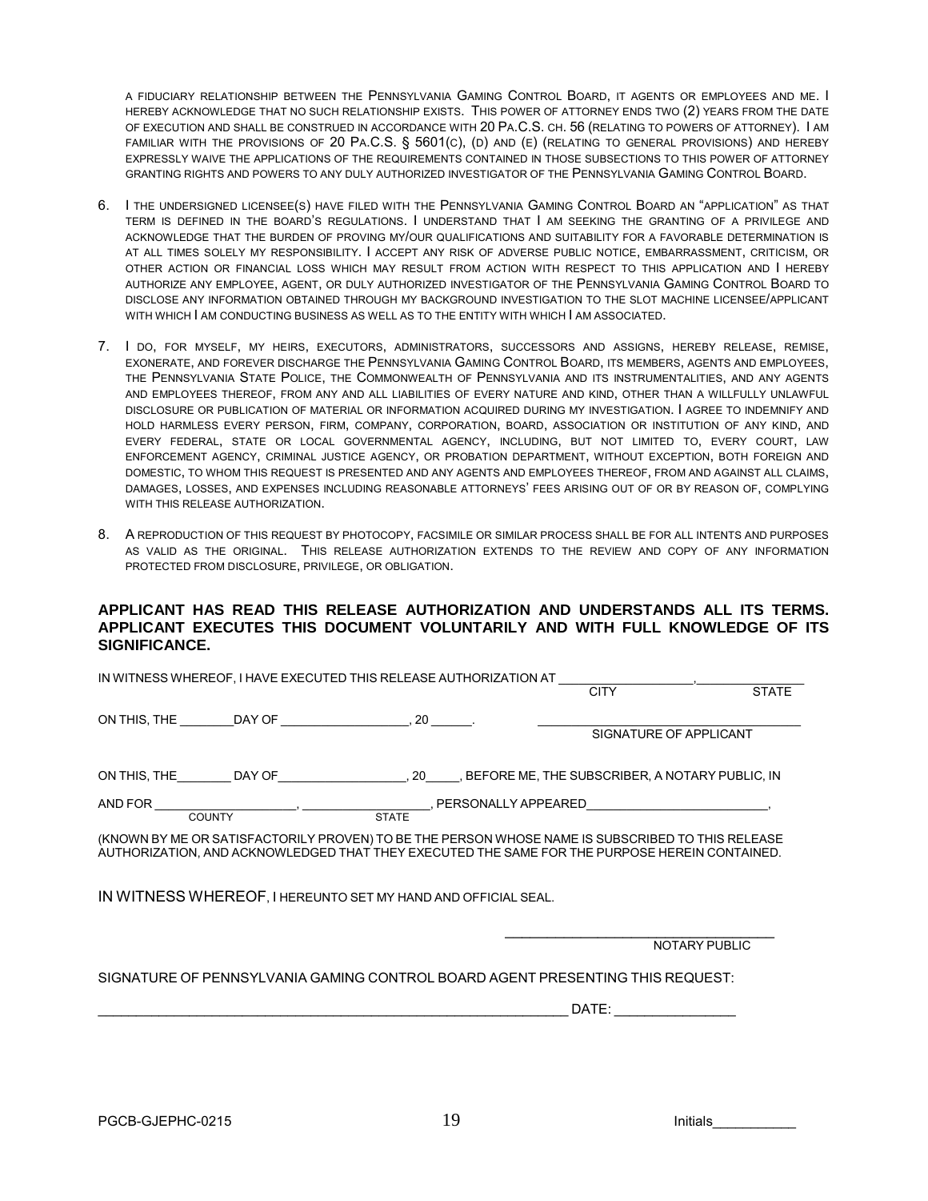A FIDUCIARY RELATIONSHIP BETWEEN THE PENNSYLVANIA GAMING CONTROL BOARD, IT AGENTS OR EMPLOYEES AND ME. I HEREBY ACKNOWLEDGE THAT NO SUCH RELATIONSHIP EXISTS. THIS POWER OF ATTORNEY ENDS TWO (2) YEARS FROM THE DATE OF EXECUTION AND SHALL BE CONSTRUED IN ACCORDANCE WITH 20 PA.C.S. CH. 56 (RELATING TO POWERS OF ATTORNEY). I AM FAMILIAR WITH THE PROVISIONS OF 20 PA.C.S. § 5601(C), (D) AND (E) (RELATING TO GENERAL PROVISIONS) AND HEREBY EXPRESSLY WAIVE THE APPLICATIONS OF THE REQUIREMENTS CONTAINED IN THOSE SUBSECTIONS TO THIS POWER OF ATTORNEY GRANTING RIGHTS AND POWERS TO ANY DULY AUTHORIZED INVESTIGATOR OF THE PENNSYLVANIA GAMING CONTROL BOARD.

6. I THE UNDERSIGNED LICENSEE(S) HAVE FILED WITH THE PENNSYLVANIA GAMING CONTROL BOARD AN "APPLICATION" AS THAT TERM IS DEFINED IN THE BOARD'S REGULATIONS. I UNDERSTAND THAT I AM SEEKING THE GRANTING OF A PRIVILEGE AND ACKNOWLEDGE THAT THE BURDEN OF PROVING MY/OUR QUALIFICATIONS AND SUITABILITY FOR A FAVORABLE DETERMINATION IS AT ALL TIMES SOLELY MY RESPONSIBILITY. I ACCEPT ANY RISK OF ADVERSE PUBLIC NOTICE, EMBARRASSMENT, CRITICISM, OR OTHER ACTION OR FINANCIAL LOSS WHICH MAY RESULT FROM ACTION WITH RESPECT TO THIS APPLICATION AND I HEREBY AUTHORIZE ANY EMPLOYEE, AGENT, OR DULY AUTHORIZED INVESTIGATOR OF THE PENNSYLVANIA GAMING CONTROL BOARD TO DISCLOSE ANY INFORMATION OBTAINED THROUGH MY BACKGROUND INVESTIGATION TO THE SLOT MACHINE LICENSEE/APPLICANT WITH WHICH I AM CONDUCTING BUSINESS AS WELL AS TO THE ENTITY WITH WHICH I AM ASSOCIATED.

7. I DO, FOR MYSELF, MY HEIRS, EXECUTORS, ADMINISTRATORS, SUCCESSORS AND ASSIGNS, HEREBY RELEASE, REMISE, EXONERATE, AND FOREVER DISCHARGE THE PENNSYLVANIA GAMING CONTROL BOARD, ITS MEMBERS, AGENTS AND EMPLOYEES, THE PENNSYLVANIA STATE POLICE, THE COMMONWEALTH OF PENNSYLVANIA AND ITS INSTRUMENTALITIES, AND ANY AGENTS AND EMPLOYEES THEREOF, FROM ANY AND ALL LIABILITIES OF EVERY NATURE AND KIND, OTHER THAN A WILLFULLY UNLAWFUL DISCLOSURE OR PUBLICATION OF MATERIAL OR INFORMATION ACQUIRED DURING MY INVESTIGATION. I AGREE TO INDEMNIFY AND HOLD HARMLESS EVERY PERSON, FIRM, COMPANY, CORPORATION, BOARD, ASSOCIATION OR INSTITUTION OF ANY KIND, AND EVERY FEDERAL, STATE OR LOCAL GOVERNMENTAL AGENCY, INCLUDING, BUT NOT LIMITED TO, EVERY COURT, LAW ENFORCEMENT AGENCY, CRIMINAL JUSTICE AGENCY, OR PROBATION DEPARTMENT, WITHOUT EXCEPTION, BOTH FOREIGN AND DOMESTIC, TO WHOM THIS REQUEST IS PRESENTED AND ANY AGENTS AND EMPLOYEES THEREOF, FROM AND AGAINST ALL CLAIMS, DAMAGES, LOSSES, AND EXPENSES INCLUDING REASONABLE ATTORNEYS' FEES ARISING OUT OF OR BY REASON OF, COMPLYING WITH THIS RELEASE AUTHORIZATION.

8. A REPRODUCTION OF THIS REQUEST BY PHOTOCOPY, FACSIMILE OR SIMILAR PROCESS SHALL BE FOR ALL INTENTS AND PURPOSES AS VALID AS THE ORIGINAL. THIS RELEASE AUTHORIZATION EXTENDS TO THE REVIEW AND COPY OF ANY INFORMATION PROTECTED FROM DISCLOSURE, PRIVILEGE, OR OBLIGATION.

**APPLICANT HAS READ THIS RELEASE AUTHORIZATION AND UNDERSTANDS ALL ITS TERMS. APPLICANT EXECUTES THIS DOCUMENT VOLUNTARILY AND WITH FULL KNOWLEDGE OF ITS SIGNIFICANCE.**

IN WITNESS WHEREOF, I HAVE EXECUTED THIS RELEASE AUTHORIZATION AT ____________________, ________________
CITY STATE

ON THIS, THE ________DAY OF __________________, 20 ______. ____________________________________
SIGNATURE OF APPLICANT

ON THIS, THE________ DAY OF__________________, 20_____, BEFORE ME, THE SUBSCRIBER, A NOTARY PUBLIC, IN

AND FOR ____________________, __________________, PERSONALLY APPEARED__________________________,
COUNTY STATE

(KNOWN BY ME OR SATISFACTORILY PROVEN) TO BE THE PERSON WHOSE NAME IS SUBSCRIBED TO THIS RELEASE AUTHORIZATION, AND ACKNOWLEDGED THAT THEY EXECUTED THE SAME FOR THE PURPOSE HEREIN CONTAINED.

IN WITNESS WHEREOF, I HEREUNTO SET MY HAND AND OFFICIAL SEAL.

____________________________________
NOTARY PUBLIC

SIGNATURE OF PENNSYLVANIA GAMING CONTROL BOARD AGENT PRESENTING THIS REQUEST:

______________________________________________________________ DATE: ________________

PGCB-GJEPHC-0215 Initials___________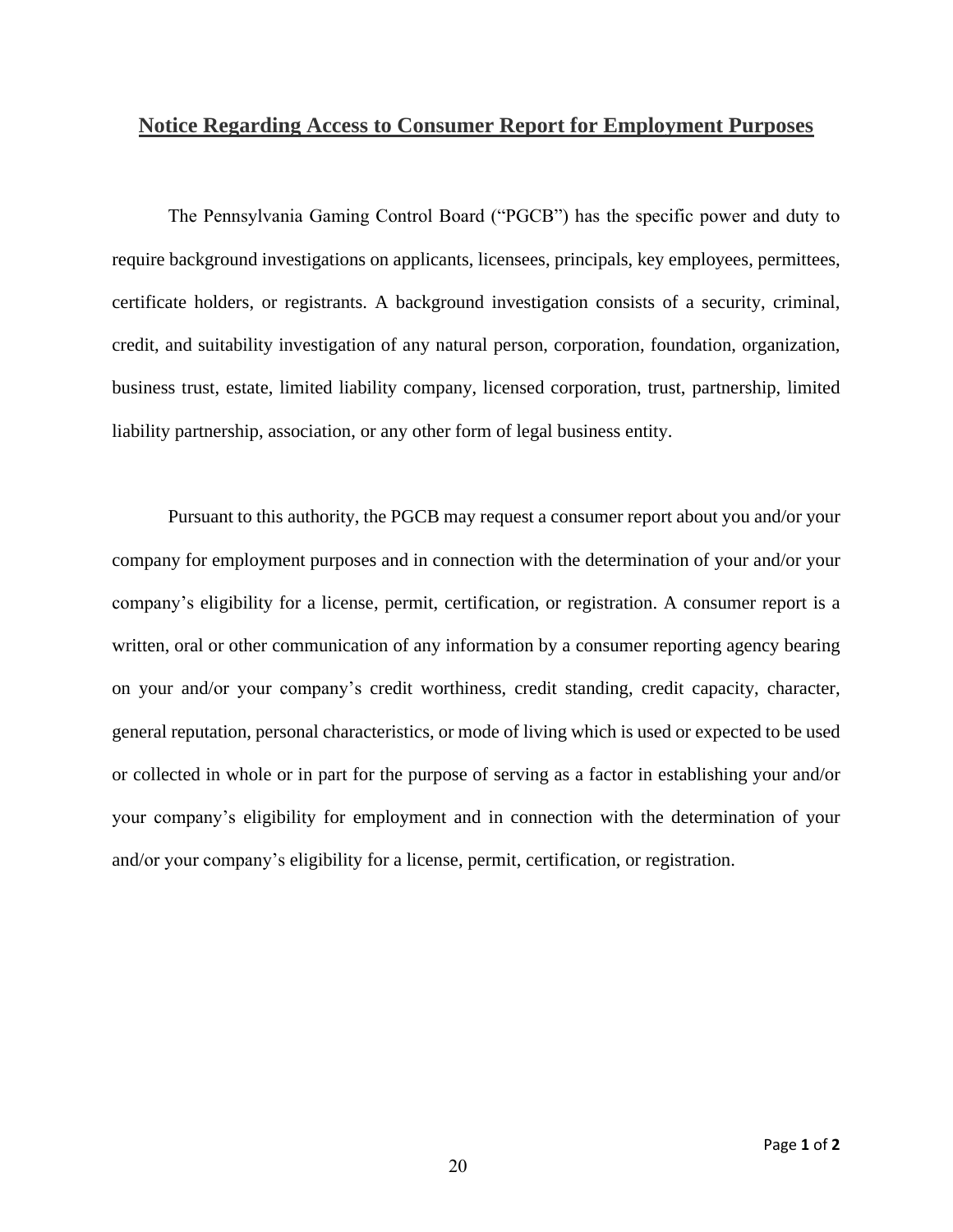## Notice Regarding Access to Consumer Report for Employment Purposes

The Pennsylvania Gaming Control Board ("PGCB") has the specific power and duty to require background investigations on applicants, licensees, principals, key employees, permittees, certificate holders, or registrants. A background investigation consists of a security, criminal, credit, and suitability investigation of any natural person, corporation, foundation, organization, business trust, estate, limited liability company, licensed corporation, trust, partnership, limited liability partnership, association, or any other form of legal business entity.

Pursuant to this authority, the PGCB may request a consumer report about you and/or your company for employment purposes and in connection with the determination of your and/or your company's eligibility for a license, permit, certification, or registration. A consumer report is a written, oral or other communication of any information by a consumer reporting agency bearing on your and/or your company's credit worthiness, credit standing, credit capacity, character, general reputation, personal characteristics, or mode of living which is used or expected to be used or collected in whole or in part for the purpose of serving as a factor in establishing your and/or your company's eligibility for employment and in connection with the determination of your and/or your company's eligibility for a license, permit, certification, or registration.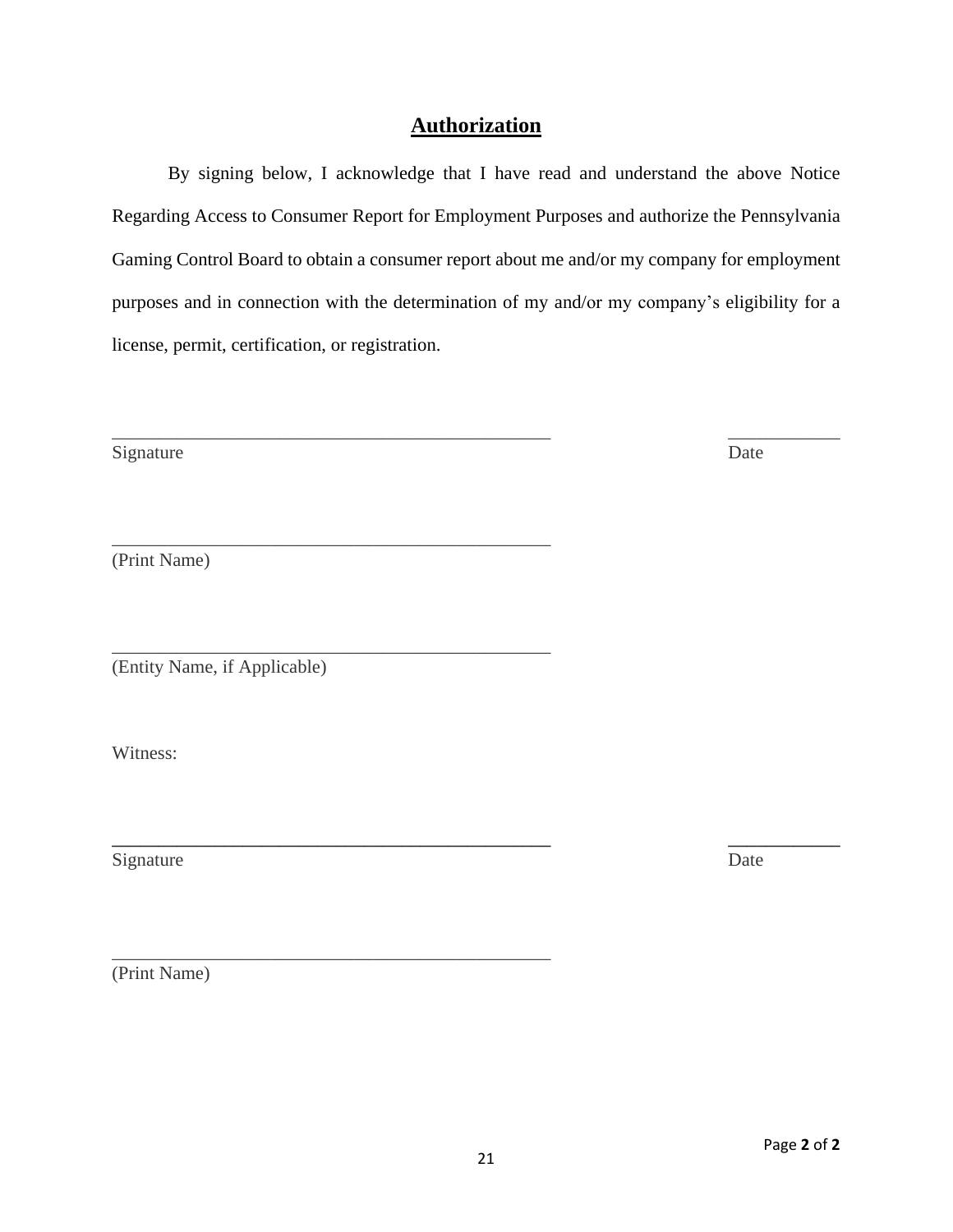## Authorization

By signing below, I acknowledge that I have read and understand the above Notice Regarding Access to Consumer Report for Employment Purposes and authorize the Pennsylvania Gaming Control Board to obtain a consumer report about me and/or my company for employment purposes and in connection with the determination of my and/or my company's eligibility for a license, permit, certification, or registration.

_______________________________________________ ____________
Signature Date

_______________________________________________
(Print Name)

_______________________________________________
(Entity Name, if Applicable)

Witness:

_______________________________________________ ____________
Signature Date

_______________________________________________
(Print Name)